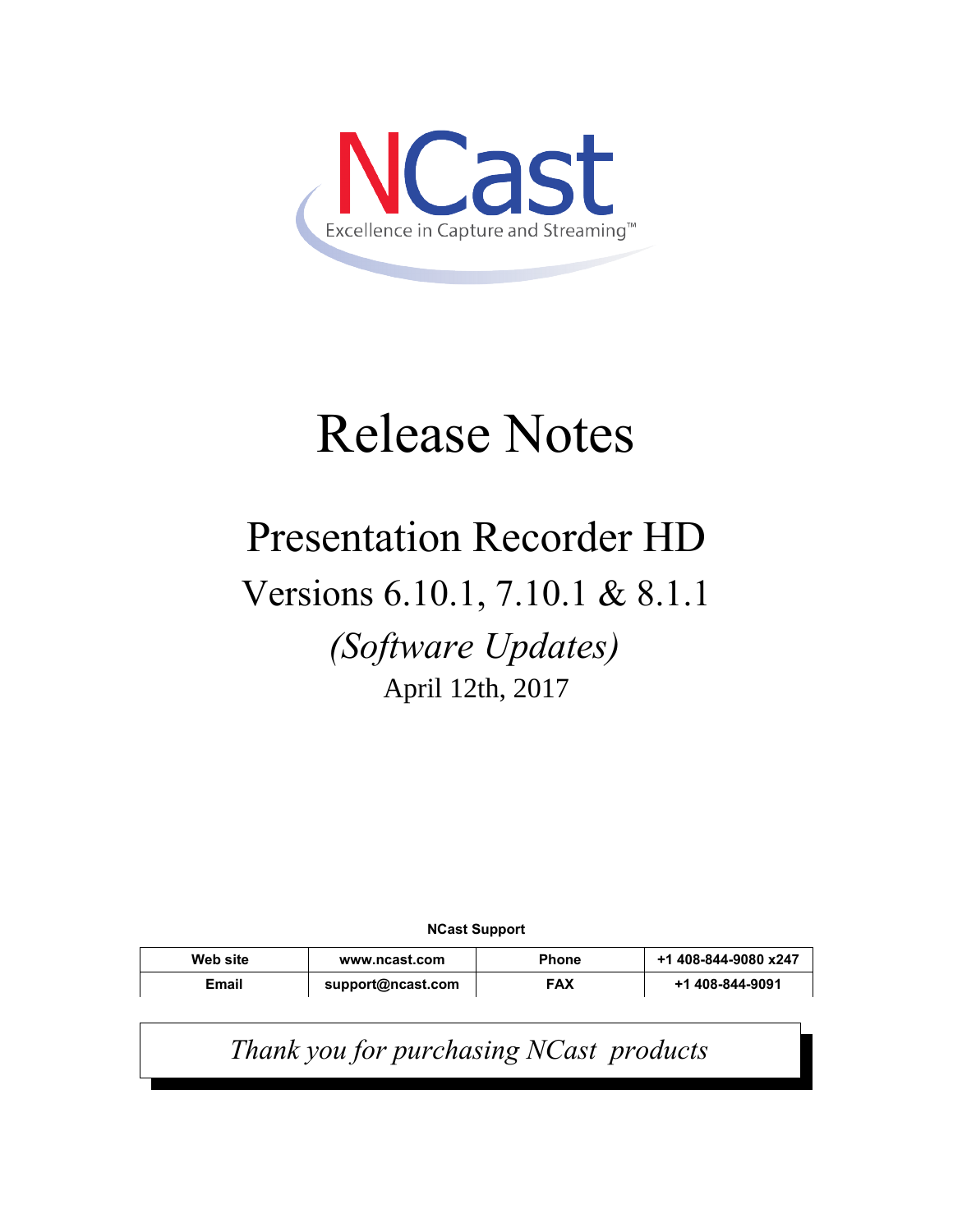NCast

Excellence in Capture and Streaming™

# Release Notes

## Presentation Recorder HD

## Versions 6.10.1, 7.10.1 & 8.1.1

### *(Software Updates)*

April 12th, 2017

**NCast Support**

| **Web site** | **www.ncast.com** | **Phone** | **+1 408-844-9080 x247** |
|---|---|---|---|
| **Email** | **support@ncast.com** | **FAX** | **+1 408-844-9091** |

*Thank you for purchasing NCast products*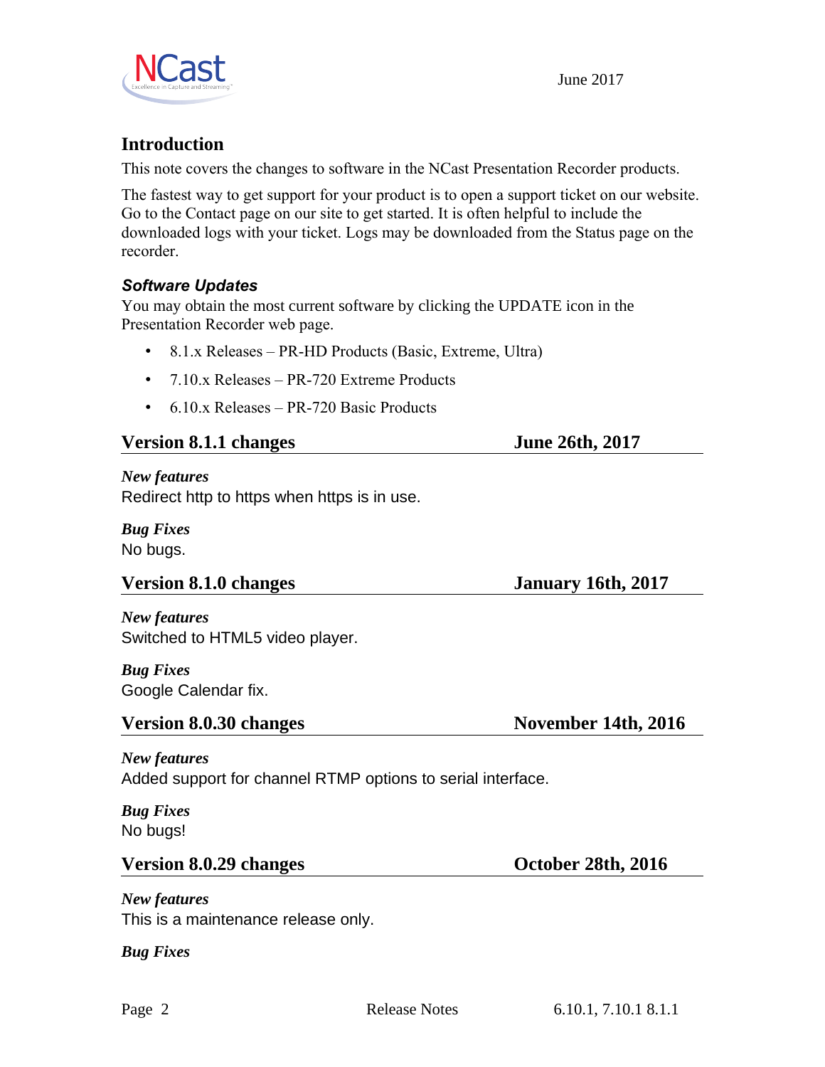## Introduction

This note covers the changes to software in the NCast Presentation Recorder products.

The fastest way to get support for your product is to open a support ticket on our website. Go to the Contact page on our site to get started. It is often helpful to include the downloaded logs with your ticket. Logs may be downloaded from the Status page on the recorder.

### *Software Updates*

You may obtain the most current software by clicking the UPDATE icon in the Presentation Recorder web page.

- 8.1.x Releases – PR-HD Products (Basic, Extreme, Ultra)
- 7.10.x Releases – PR-720 Extreme Products
- 6.10.x Releases – PR-720 Basic Products

## Version 8.1.1 changes — June 26th, 2017

***New features***

Redirect http to https when https is in use.

***Bug Fixes***

No bugs.

## Version 8.1.0 changes — January 16th, 2017

***New features***

Switched to HTML5 video player.

***Bug Fixes***

Google Calendar fix.

## Version 8.0.30 changes — November 14th, 2016

***New features***

Added support for channel RTMP options to serial interface.

***Bug Fixes***

No bugs!

## Version 8.0.29 changes — October 28th, 2016

***New features***

This is a maintenance release only.

***Bug Fixes***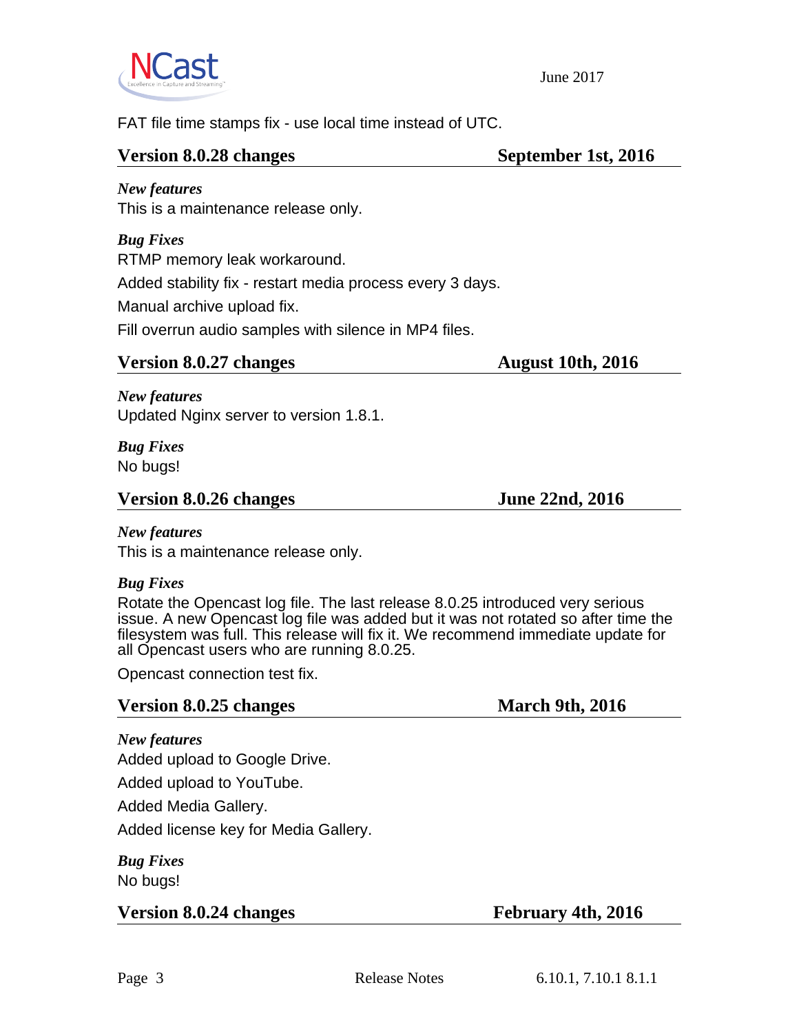FAT file time stamps fix - use local time instead of UTC.

## Version 8.0.28 changes — September 1st, 2016

***New features***

This is a maintenance release only.

***Bug Fixes***

RTMP memory leak workaround.

Added stability fix - restart media process every 3 days.

Manual archive upload fix.

Fill overrun audio samples with silence in MP4 files.

## Version 8.0.27 changes — August 10th, 2016

***New features***

Updated Nginx server to version 1.8.1.

***Bug Fixes***

No bugs!

## Version 8.0.26 changes — June 22nd, 2016

***New features***

This is a maintenance release only.

***Bug Fixes***

Rotate the Opencast log file. The last release 8.0.25 introduced very serious issue. A new Opencast log file was added but it was not rotated so after time the filesystem was full. This release will fix it. We recommend immediate update for all Opencast users who are running 8.0.25.

Opencast connection test fix.

## Version 8.0.25 changes — March 9th, 2016

***New features***

Added upload to Google Drive.

Added upload to YouTube.

Added Media Gallery.

Added license key for Media Gallery.

***Bug Fixes***

No bugs!

## Version 8.0.24 changes — February 4th, 2016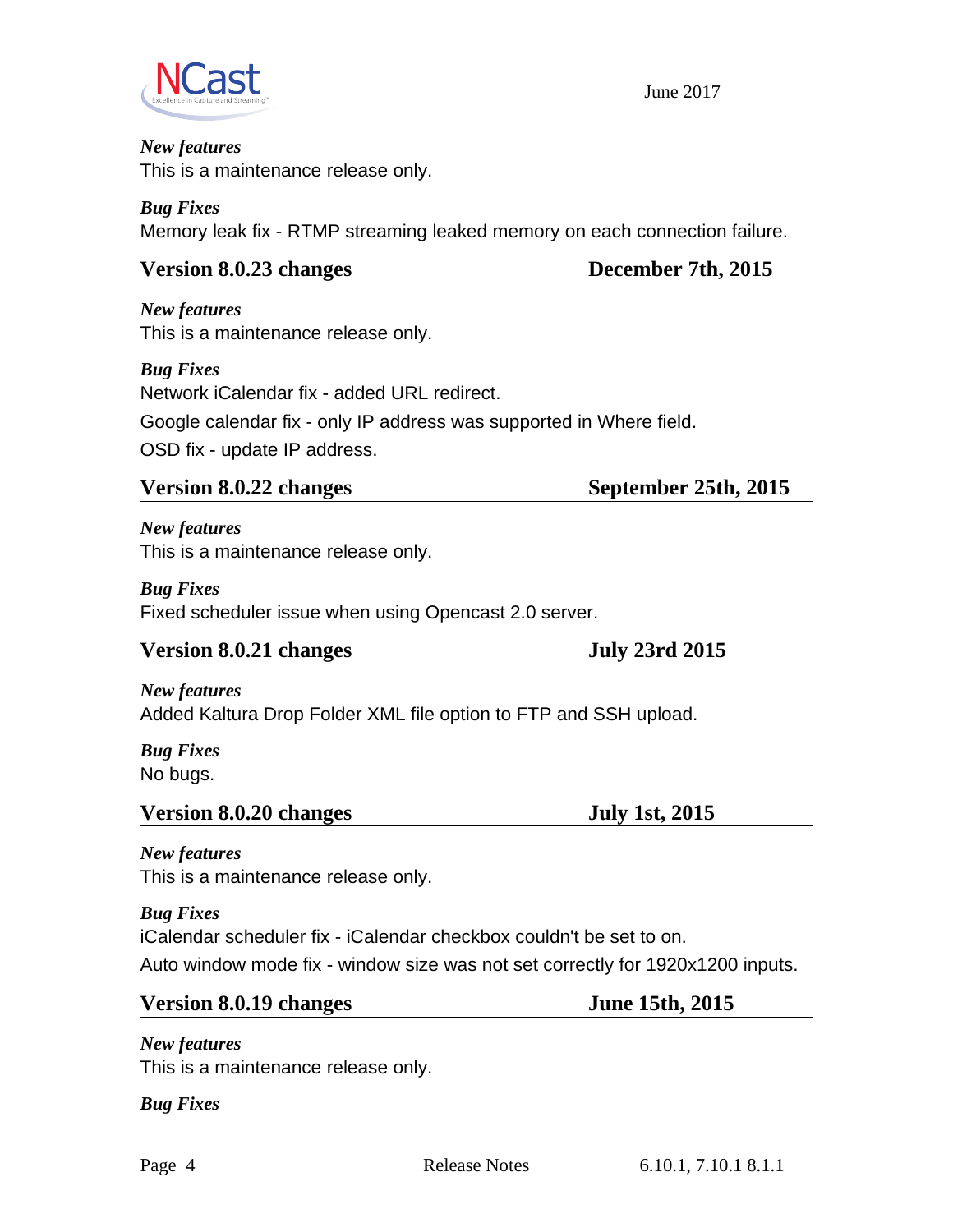*New features*
This is a maintenance release only.

*Bug Fixes*
Memory leak fix - RTMP streaming leaked memory on each connection failure.

## Version 8.0.23 changes — December 7th, 2015

*New features*
This is a maintenance release only.

*Bug Fixes*
Network iCalendar fix - added URL redirect.

Google calendar fix - only IP address was supported in Where field.

OSD fix - update IP address.

## Version 8.0.22 changes — September 25th, 2015

*New features*
This is a maintenance release only.

*Bug Fixes*
Fixed scheduler issue when using Opencast 2.0 server.

## Version 8.0.21 changes — July 23rd 2015

*New features*
Added Kaltura Drop Folder XML file option to FTP and SSH upload.

*Bug Fixes*
No bugs.

## Version 8.0.20 changes — July 1st, 2015

*New features*
This is a maintenance release only.

*Bug Fixes*
iCalendar scheduler fix - iCalendar checkbox couldn't be set to on.

Auto window mode fix - window size was not set correctly for 1920x1200 inputs.

## Version 8.0.19 changes — June 15th, 2015

*New features*
This is a maintenance release only.

*Bug Fixes*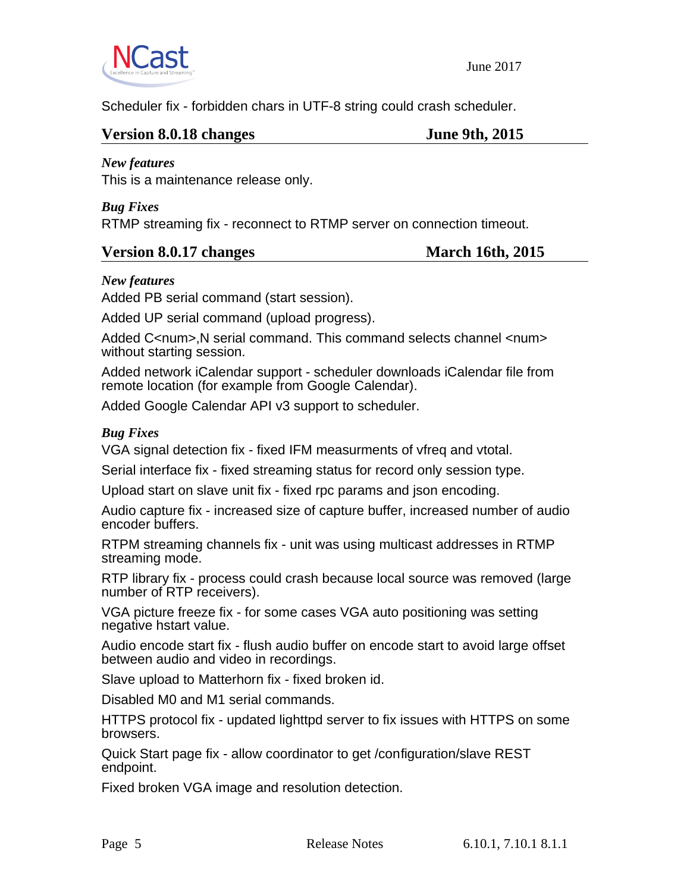Scheduler fix - forbidden chars in UTF-8 string could crash scheduler.

## Version 8.0.18 changes — June 9th, 2015

***New features***

This is a maintenance release only.

***Bug Fixes***

RTMP streaming fix - reconnect to RTMP server on connection timeout.

## Version 8.0.17 changes — March 16th, 2015

***New features***

Added PB serial command (start session).

Added UP serial command (upload progress).

Added C<num>,N serial command. This command selects channel <num> without starting session.

Added network iCalendar support - scheduler downloads iCalendar file from remote location (for example from Google Calendar).

Added Google Calendar API v3 support to scheduler.

***Bug Fixes***

VGA signal detection fix - fixed IFM measurments of vfreq and vtotal.

Serial interface fix - fixed streaming status for record only session type.

Upload start on slave unit fix - fixed rpc params and json encoding.

Audio capture fix - increased size of capture buffer, increased number of audio encoder buffers.

RTPM streaming channels fix - unit was using multicast addresses in RTMP streaming mode.

RTP library fix - process could crash because local source was removed (large number of RTP receivers).

VGA picture freeze fix - for some cases VGA auto positioning was setting negative hstart value.

Audio encode start fix - flush audio buffer on encode start to avoid large offset between audio and video in recordings.

Slave upload to Matterhorn fix - fixed broken id.

Disabled M0 and M1 serial commands.

HTTPS protocol fix - updated lighttpd server to fix issues with HTTPS on some browsers.

Quick Start page fix - allow coordinator to get /configuration/slave REST endpoint.

Fixed broken VGA image and resolution detection.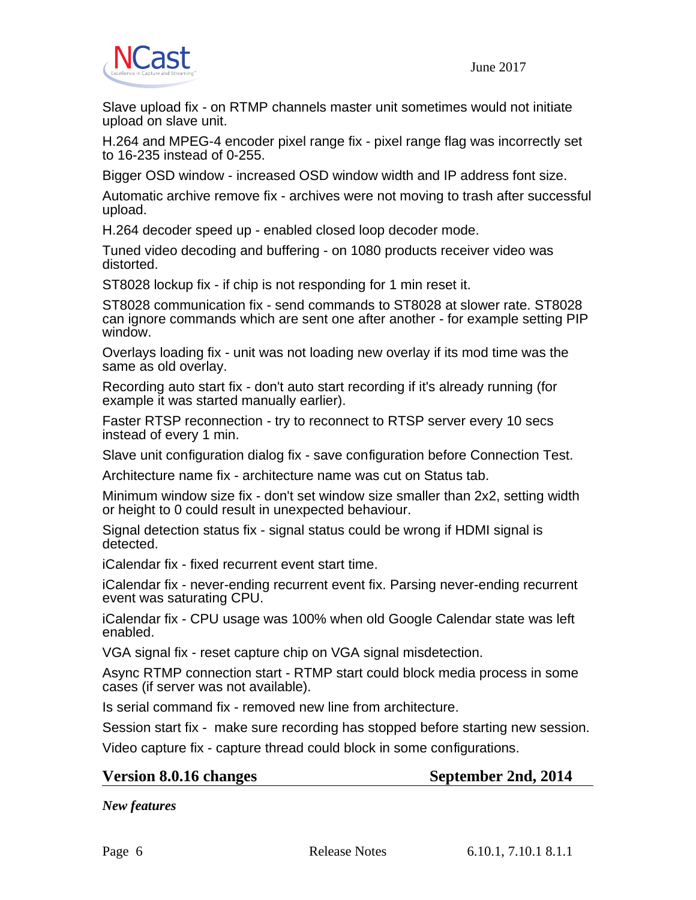Slave upload fix - on RTMP channels master unit sometimes would not initiate upload on slave unit.

H.264 and MPEG-4 encoder pixel range fix - pixel range flag was incorrectly set to 16-235 instead of 0-255.

Bigger OSD window - increased OSD window width and IP address font size.

Automatic archive remove fix - archives were not moving to trash after successful upload.

H.264 decoder speed up - enabled closed loop decoder mode.

Tuned video decoding and buffering - on 1080 products receiver video was distorted.

ST8028 lockup fix - if chip is not responding for 1 min reset it.

ST8028 communication fix - send commands to ST8028 at slower rate. ST8028 can ignore commands which are sent one after another - for example setting PIP window.

Overlays loading fix - unit was not loading new overlay if its mod time was the same as old overlay.

Recording auto start fix - don't auto start recording if it's already running (for example it was started manually earlier).

Faster RTSP reconnection - try to reconnect to RTSP server every 10 secs instead of every 1 min.

Slave unit configuration dialog fix - save configuration before Connection Test.

Architecture name fix - architecture name was cut on Status tab.

Minimum window size fix - don't set window size smaller than 2x2, setting width or height to 0 could result in unexpected behaviour.

Signal detection status fix - signal status could be wrong if HDMI signal is detected.

iCalendar fix - fixed recurrent event start time.

iCalendar fix - never-ending recurrent event fix. Parsing never-ending recurrent event was saturating CPU.

iCalendar fix - CPU usage was 100% when old Google Calendar state was left enabled.

VGA signal fix - reset capture chip on VGA signal misdetection.

Async RTMP connection start - RTMP start could block media process in some cases (if server was not available).

Is serial command fix - removed new line from architecture.

Session start fix - make sure recording has stopped before starting new session.

Video capture fix - capture thread could block in some configurations.

## Version 8.0.16 changes — September 2nd, 2014

***New features***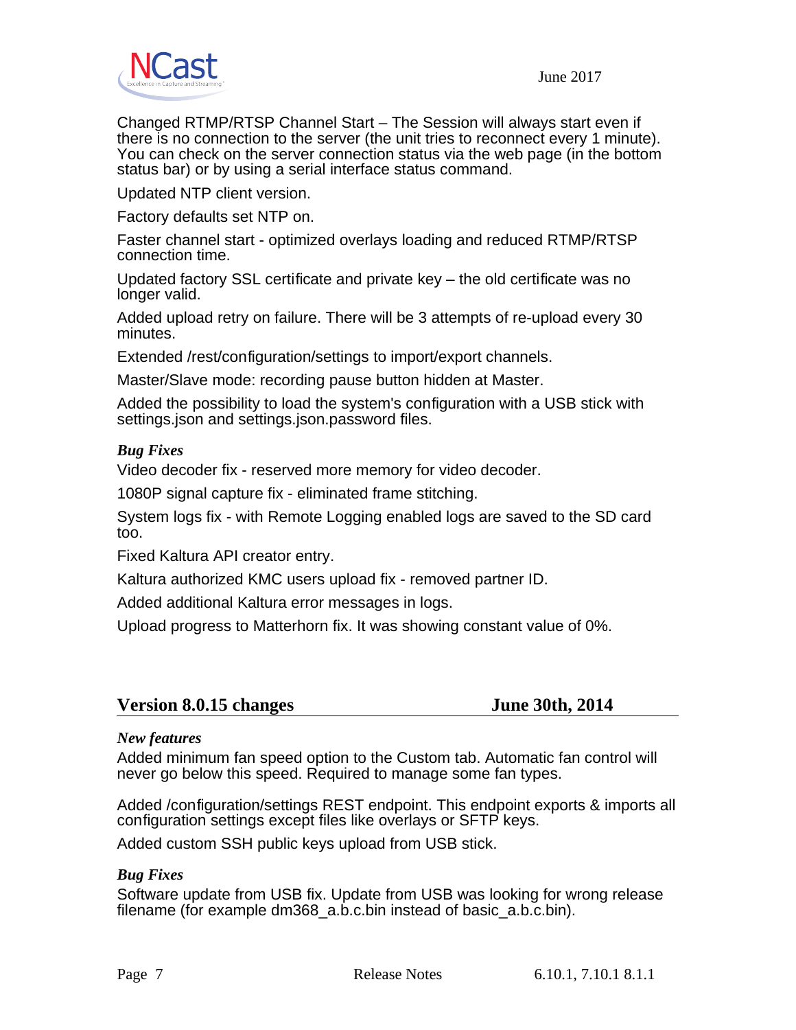Changed RTMP/RTSP Channel Start – The Session will always start even if there is no connection to the server (the unit tries to reconnect every 1 minute). You can check on the server connection status via the web page (in the bottom status bar) or by using a serial interface status command.

Updated NTP client version.

Factory defaults set NTP on.

Faster channel start - optimized overlays loading and reduced RTMP/RTSP connection time.

Updated factory SSL certificate and private key – the old certificate was no longer valid.

Added upload retry on failure. There will be 3 attempts of re-upload every 30 minutes.

Extended /rest/configuration/settings to import/export channels.

Master/Slave mode: recording pause button hidden at Master.

Added the possibility to load the system's configuration with a USB stick with settings.json and settings.json.password files.

### *Bug Fixes*

Video decoder fix - reserved more memory for video decoder.

1080P signal capture fix - eliminated frame stitching.

System logs fix - with Remote Logging enabled logs are saved to the SD card too.

Fixed Kaltura API creator entry.

Kaltura authorized KMC users upload fix - removed partner ID.

Added additional Kaltura error messages in logs.

Upload progress to Matterhorn fix. It was showing constant value of 0%.

## Version 8.0.15 changes — June 30th, 2014

### *New features*

Added minimum fan speed option to the Custom tab. Automatic fan control will never go below this speed. Required to manage some fan types.

Added /configuration/settings REST endpoint. This endpoint exports & imports all configuration settings except files like overlays or SFTP keys.

Added custom SSH public keys upload from USB stick.

### *Bug Fixes*

Software update from USB fix. Update from USB was looking for wrong release filename (for example dm368_a.b.c.bin instead of basic_a.b.c.bin).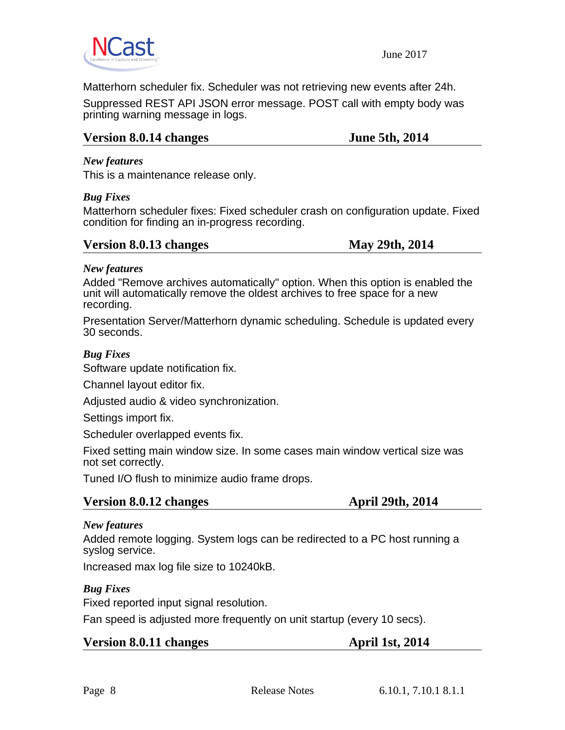Matterhorn scheduler fix. Scheduler was not retrieving new events after 24h.

Suppressed REST API JSON error message. POST call with empty body was printing warning message in logs.

## Version 8.0.14 changes — June 5th, 2014

### *New features*

This is a maintenance release only.

### *Bug Fixes*

Matterhorn scheduler fixes: Fixed scheduler crash on configuration update. Fixed condition for finding an in-progress recording.

## Version 8.0.13 changes — May 29th, 2014

### *New features*

Added "Remove archives automatically" option. When this option is enabled the unit will automatically remove the oldest archives to free space for a new recording.

Presentation Server/Matterhorn dynamic scheduling. Schedule is updated every 30 seconds.

### *Bug Fixes*

Software update notification fix.

Channel layout editor fix.

Adjusted audio & video synchronization.

Settings import fix.

Scheduler overlapped events fix.

Fixed setting main window size. In some cases main window vertical size was not set correctly.

Tuned I/O flush to minimize audio frame drops.

## Version 8.0.12 changes — April 29th, 2014

### *New features*

Added remote logging. System logs can be redirected to a PC host running a syslog service.

Increased max log file size to 10240kB.

### *Bug Fixes*

Fixed reported input signal resolution.

Fan speed is adjusted more frequently on unit startup (every 10 secs).

## Version 8.0.11 changes — April 1st, 2014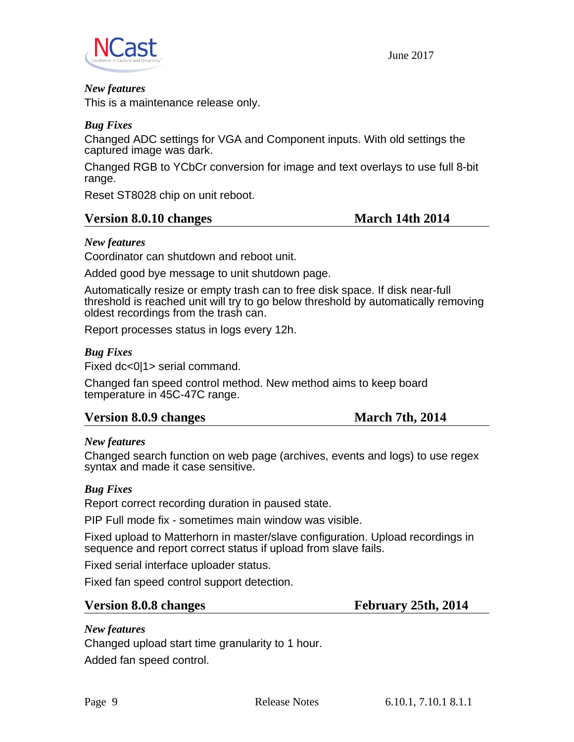*New features*

This is a maintenance release only.

*Bug Fixes*

Changed ADC settings for VGA and Component inputs. With old settings the captured image was dark.

Changed RGB to YCbCr conversion for image and text overlays to use full 8-bit range.

Reset ST8028 chip on unit reboot.

## Version 8.0.10 changes — March 14th 2014

*New features*

Coordinator can shutdown and reboot unit.

Added good bye message to unit shutdown page.

Automatically resize or empty trash can to free disk space. If disk near-full threshold is reached unit will try to go below threshold by automatically removing oldest recordings from the trash can.

Report processes status in logs every 12h.

*Bug Fixes*

Fixed dc<0|1> serial command.

Changed fan speed control method. New method aims to keep board temperature in 45C-47C range.

## Version 8.0.9 changes — March 7th, 2014

*New features*

Changed search function on web page (archives, events and logs) to use regex syntax and made it case sensitive.

*Bug Fixes*

Report correct recording duration in paused state.

PIP Full mode fix - sometimes main window was visible.

Fixed upload to Matterhorn in master/slave configuration. Upload recordings in sequence and report correct status if upload from slave fails.

Fixed serial interface uploader status.

Fixed fan speed control support detection.

## Version 8.0.8 changes — February 25th, 2014

*New features*

Changed upload start time granularity to 1 hour.

Added fan speed control.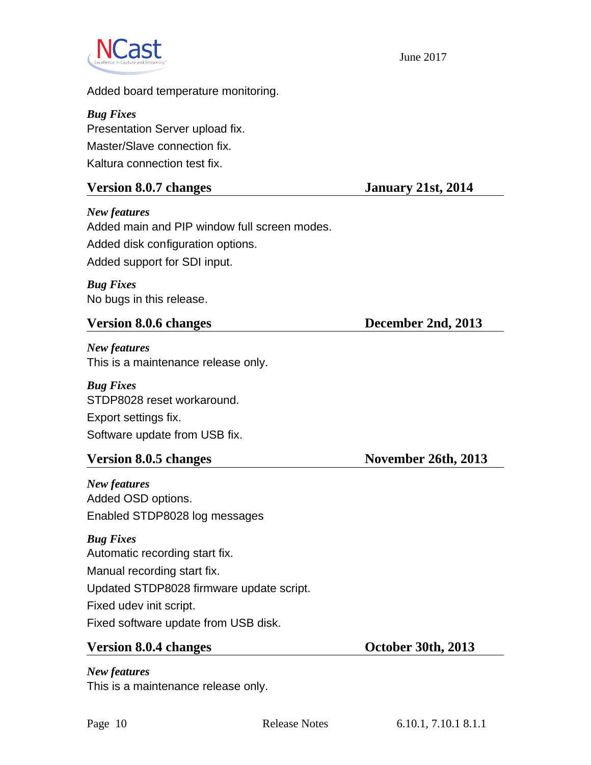Added board temperature monitoring.

***Bug Fixes***

Presentation Server upload fix.

Master/Slave connection fix.

Kaltura connection test fix.

## Version 8.0.7 changes — January 21st, 2014

***New features***

Added main and PIP window full screen modes.

Added disk configuration options.

Added support for SDI input.

***Bug Fixes***

No bugs in this release.

## Version 8.0.6 changes — December 2nd, 2013

***New features***

This is a maintenance release only.

***Bug Fixes***

STDP8028 reset workaround.

Export settings fix.

Software update from USB fix.

## Version 8.0.5 changes — November 26th, 2013

***New features***

Added OSD options.

Enabled STDP8028 log messages

***Bug Fixes***

Automatic recording start fix.

Manual recording start fix.

Updated STDP8028 firmware update script.

Fixed udev init script.

Fixed software update from USB disk.

## Version 8.0.4 changes — October 30th, 2013

***New features***

This is a maintenance release only.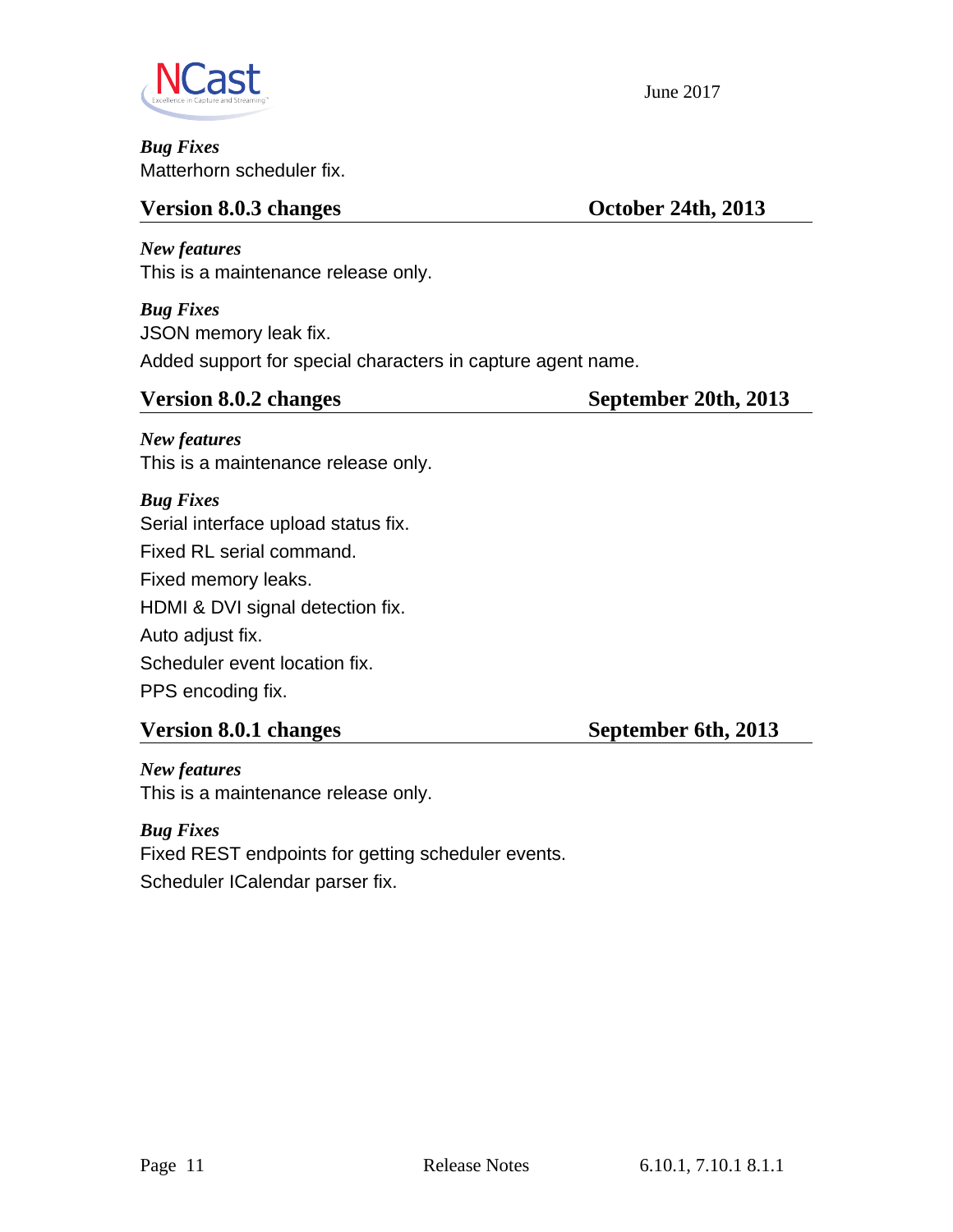***Bug Fixes***

Matterhorn scheduler fix.

## Version 8.0.3 changes — October 24th, 2013

***New features***

This is a maintenance release only.

***Bug Fixes***

JSON memory leak fix.

Added support for special characters in capture agent name.

## Version 8.0.2 changes — September 20th, 2013

***New features***

This is a maintenance release only.

***Bug Fixes***

Serial interface upload status fix.

Fixed RL serial command.

Fixed memory leaks.

HDMI & DVI signal detection fix.

Auto adjust fix.

Scheduler event location fix.

PPS encoding fix.

## Version 8.0.1 changes — September 6th, 2013

***New features***

This is a maintenance release only.

***Bug Fixes***

Fixed REST endpoints for getting scheduler events.

Scheduler ICalendar parser fix.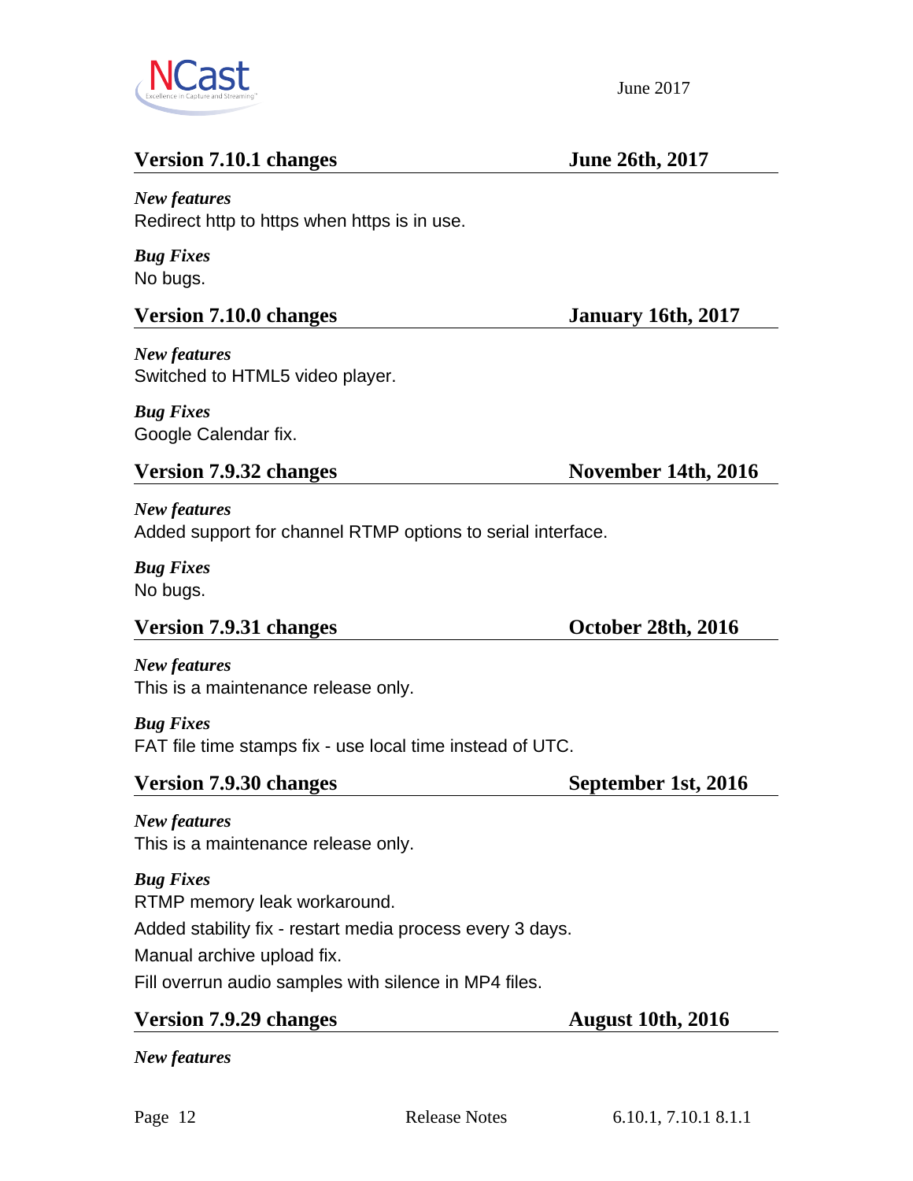## Version 7.10.1 changes — June 26th, 2017

***New features***

Redirect http to https when https is in use.

***Bug Fixes***

No bugs.

## Version 7.10.0 changes — January 16th, 2017

***New features***

Switched to HTML5 video player.

***Bug Fixes***

Google Calendar fix.

## Version 7.9.32 changes — November 14th, 2016

***New features***

Added support for channel RTMP options to serial interface.

***Bug Fixes***

No bugs.

## Version 7.9.31 changes — October 28th, 2016

***New features***

This is a maintenance release only.

***Bug Fixes***

FAT file time stamps fix - use local time instead of UTC.

## Version 7.9.30 changes — September 1st, 2016

***New features***

This is a maintenance release only.

***Bug Fixes***

RTMP memory leak workaround.

Added stability fix - restart media process every 3 days.

Manual archive upload fix.

Fill overrun audio samples with silence in MP4 files.

## Version 7.9.29 changes — August 10th, 2016

***New features***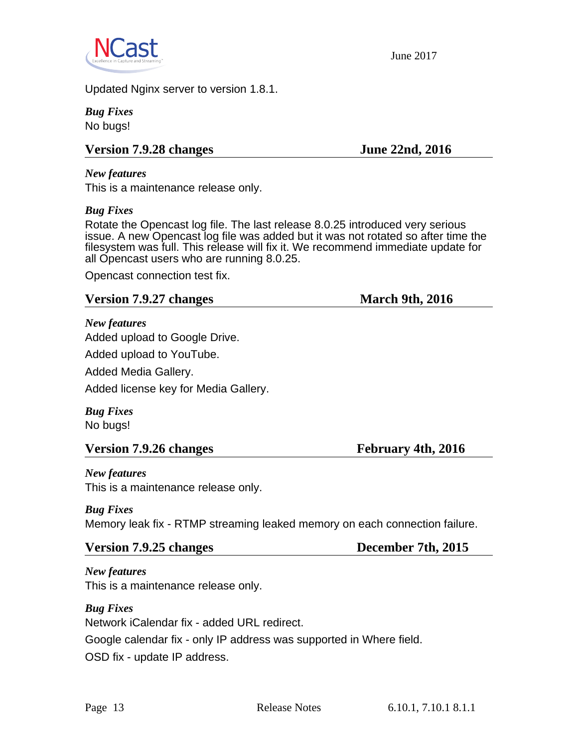Updated Nginx server to version 1.8.1.

***Bug Fixes***
No bugs!

## Version 7.9.28 changes — June 22nd, 2016

***New features***
This is a maintenance release only.

***Bug Fixes***
Rotate the Opencast log file. The last release 8.0.25 introduced very serious issue. A new Opencast log file was added but it was not rotated so after time the filesystem was full. This release will fix it. We recommend immediate update for all Opencast users who are running 8.0.25.

Opencast connection test fix.

## Version 7.9.27 changes — March 9th, 2016

***New features***
Added upload to Google Drive.

Added upload to YouTube.

Added Media Gallery.

Added license key for Media Gallery.

***Bug Fixes***
No bugs!

## Version 7.9.26 changes — February 4th, 2016

***New features***
This is a maintenance release only.

***Bug Fixes***
Memory leak fix - RTMP streaming leaked memory on each connection failure.

## Version 7.9.25 changes — December 7th, 2015

***New features***
This is a maintenance release only.

***Bug Fixes***
Network iCalendar fix - added URL redirect.

Google calendar fix - only IP address was supported in Where field.

OSD fix - update IP address.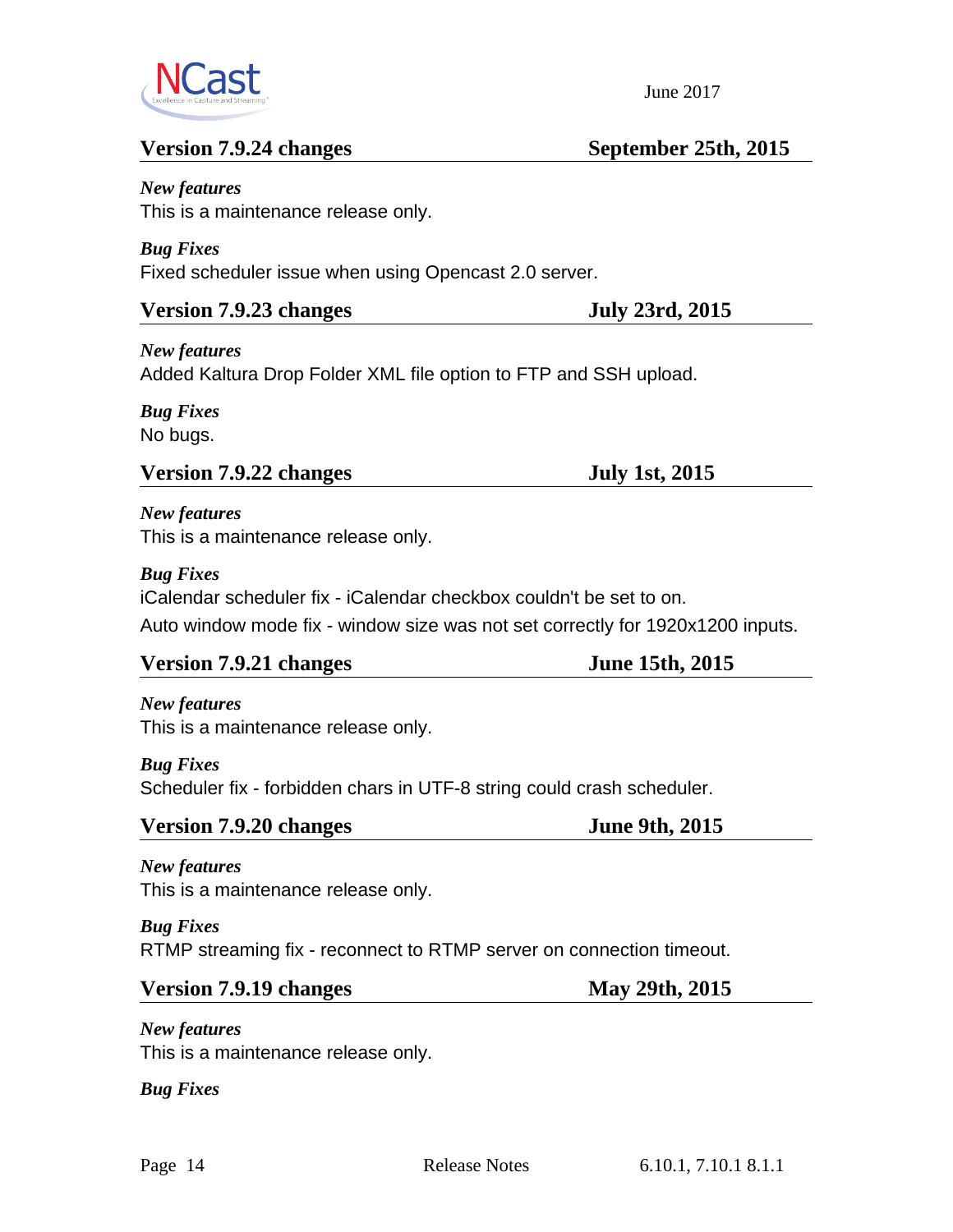## Version 7.9.24 changes — September 25th, 2015

***New features***

This is a maintenance release only.

***Bug Fixes***

Fixed scheduler issue when using Opencast 2.0 server.

## Version 7.9.23 changes — July 23rd, 2015

***New features***

Added Kaltura Drop Folder XML file option to FTP and SSH upload.

***Bug Fixes***

No bugs.

## Version 7.9.22 changes — July 1st, 2015

***New features***

This is a maintenance release only.

***Bug Fixes***

iCalendar scheduler fix - iCalendar checkbox couldn't be set to on.

Auto window mode fix - window size was not set correctly for 1920x1200 inputs.

## Version 7.9.21 changes — June 15th, 2015

***New features***

This is a maintenance release only.

***Bug Fixes***

Scheduler fix - forbidden chars in UTF-8 string could crash scheduler.

## Version 7.9.20 changes — June 9th, 2015

***New features***

This is a maintenance release only.

***Bug Fixes***

RTMP streaming fix - reconnect to RTMP server on connection timeout.

## Version 7.9.19 changes — May 29th, 2015

***New features***

This is a maintenance release only.

***Bug Fixes***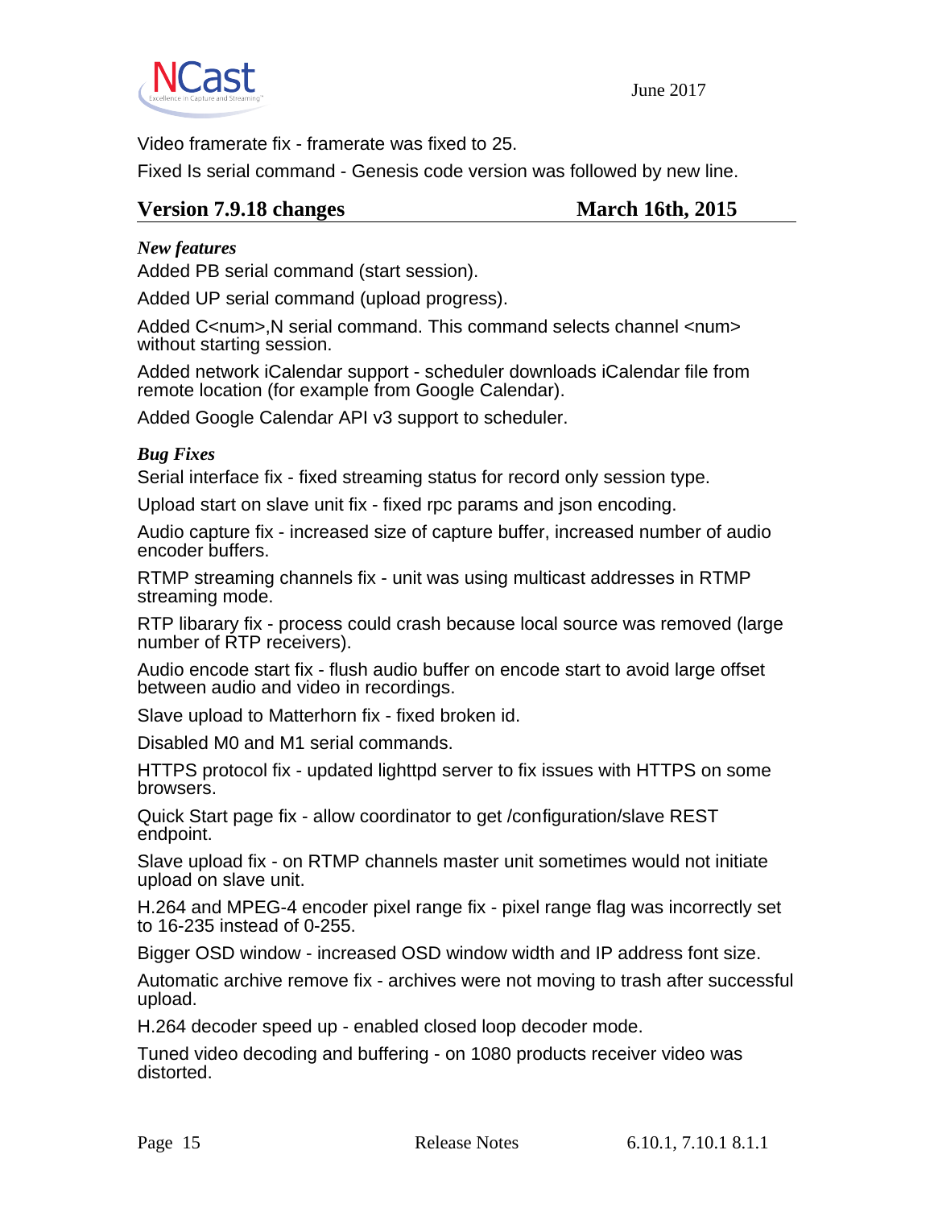Video framerate fix - framerate was fixed to 25.

Fixed Is serial command - Genesis code version was followed by new line.

## Version 7.9.18 changes — March 16th, 2015

### *New features*

Added PB serial command (start session).

Added UP serial command (upload progress).

Added C<num>,N serial command. This command selects channel <num> without starting session.

Added network iCalendar support - scheduler downloads iCalendar file from remote location (for example from Google Calendar).

Added Google Calendar API v3 support to scheduler.

### *Bug Fixes*

Serial interface fix - fixed streaming status for record only session type.

Upload start on slave unit fix - fixed rpc params and json encoding.

Audio capture fix - increased size of capture buffer, increased number of audio encoder buffers.

RTMP streaming channels fix - unit was using multicast addresses in RTMP streaming mode.

RTP libarary fix - process could crash because local source was removed (large number of RTP receivers).

Audio encode start fix - flush audio buffer on encode start to avoid large offset between audio and video in recordings.

Slave upload to Matterhorn fix - fixed broken id.

Disabled M0 and M1 serial commands.

HTTPS protocol fix - updated lighttpd server to fix issues with HTTPS on some browsers.

Quick Start page fix - allow coordinator to get /configuration/slave REST endpoint.

Slave upload fix - on RTMP channels master unit sometimes would not initiate upload on slave unit.

H.264 and MPEG-4 encoder pixel range fix - pixel range flag was incorrectly set to 16-235 instead of 0-255.

Bigger OSD window - increased OSD window width and IP address font size.

Automatic archive remove fix - archives were not moving to trash after successful upload.

H.264 decoder speed up - enabled closed loop decoder mode.

Tuned video decoding and buffering - on 1080 products receiver video was distorted.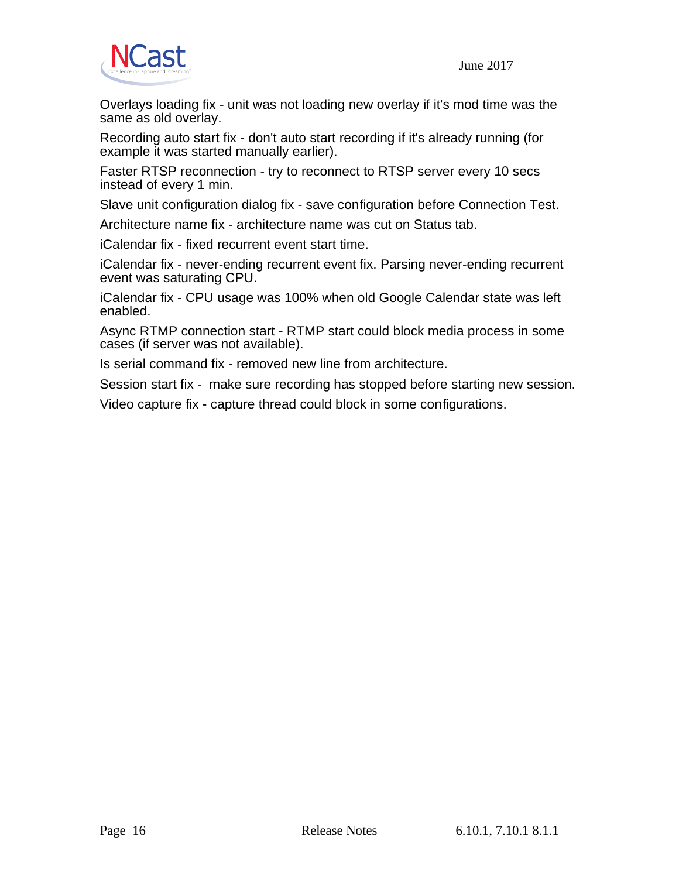Overlays loading fix - unit was not loading new overlay if it's mod time was the same as old overlay.

Recording auto start fix - don't auto start recording if it's already running (for example it was started manually earlier).

Faster RTSP reconnection - try to reconnect to RTSP server every 10 secs instead of every 1 min.

Slave unit configuration dialog fix - save configuration before Connection Test.

Architecture name fix - architecture name was cut on Status tab.

iCalendar fix - fixed recurrent event start time.

iCalendar fix - never-ending recurrent event fix. Parsing never-ending recurrent event was saturating CPU.

iCalendar fix - CPU usage was 100% when old Google Calendar state was left enabled.

Async RTMP connection start - RTMP start could block media process in some cases (if server was not available).

Is serial command fix - removed new line from architecture.

Session start fix - make sure recording has stopped before starting new session.

Video capture fix - capture thread could block in some configurations.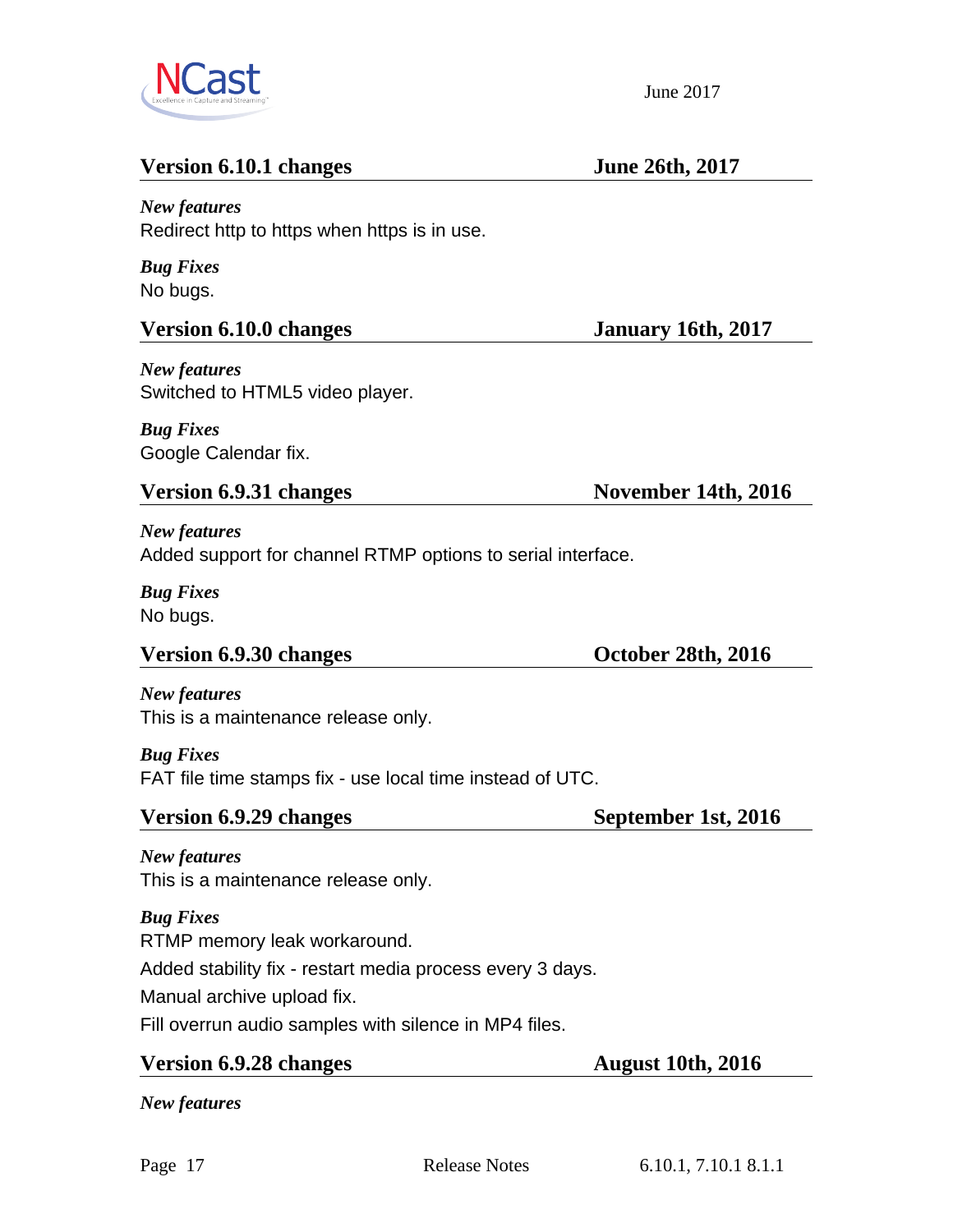## Version 6.10.1 changes — June 26th, 2017

***New features***

Redirect http to https when https is in use.

***Bug Fixes***

No bugs.

## Version 6.10.0 changes — January 16th, 2017

***New features***

Switched to HTML5 video player.

***Bug Fixes***

Google Calendar fix.

## Version 6.9.31 changes — November 14th, 2016

***New features***

Added support for channel RTMP options to serial interface.

***Bug Fixes***

No bugs.

## Version 6.9.30 changes — October 28th, 2016

***New features***

This is a maintenance release only.

***Bug Fixes***

FAT file time stamps fix - use local time instead of UTC.

## Version 6.9.29 changes — September 1st, 2016

***New features***

This is a maintenance release only.

***Bug Fixes***

RTMP memory leak workaround.

Added stability fix - restart media process every 3 days.

Manual archive upload fix.

Fill overrun audio samples with silence in MP4 files.

## Version 6.9.28 changes — August 10th, 2016

***New features***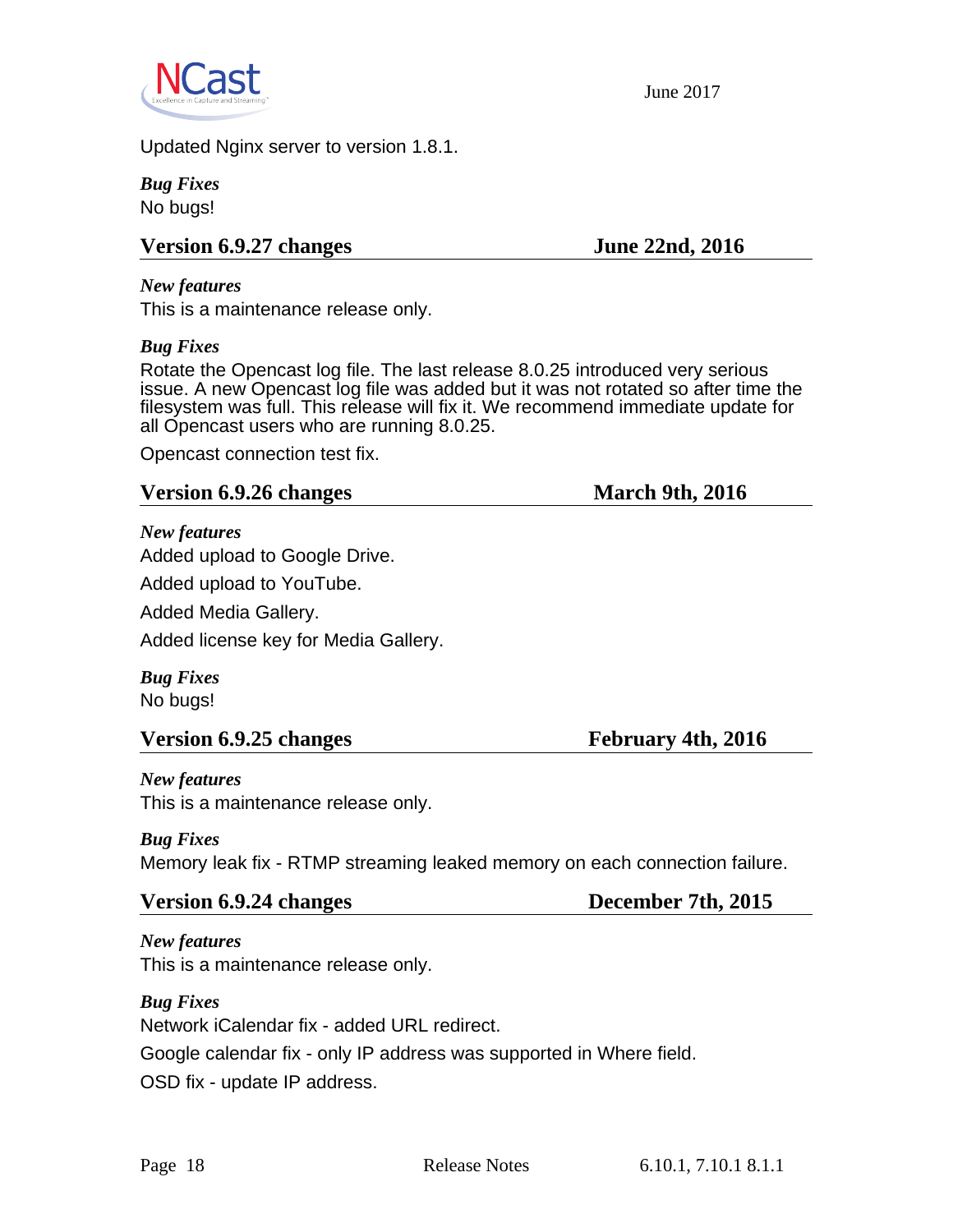Updated Nginx server to version 1.8.1.

***Bug Fixes***
No bugs!

## Version 6.9.27 changes — June 22nd, 2016

***New features***
This is a maintenance release only.

***Bug Fixes***
Rotate the Opencast log file. The last release 8.0.25 introduced very serious issue. A new Opencast log file was added but it was not rotated so after time the filesystem was full. This release will fix it. We recommend immediate update for all Opencast users who are running 8.0.25.

Opencast connection test fix.

## Version 6.9.26 changes — March 9th, 2016

***New features***
Added upload to Google Drive.

Added upload to YouTube.

Added Media Gallery.

Added license key for Media Gallery.

***Bug Fixes***
No bugs!

## Version 6.9.25 changes — February 4th, 2016

***New features***
This is a maintenance release only.

***Bug Fixes***
Memory leak fix - RTMP streaming leaked memory on each connection failure.

## Version 6.9.24 changes — December 7th, 2015

***New features***
This is a maintenance release only.

***Bug Fixes***
Network iCalendar fix - added URL redirect.

Google calendar fix - only IP address was supported in Where field.

OSD fix - update IP address.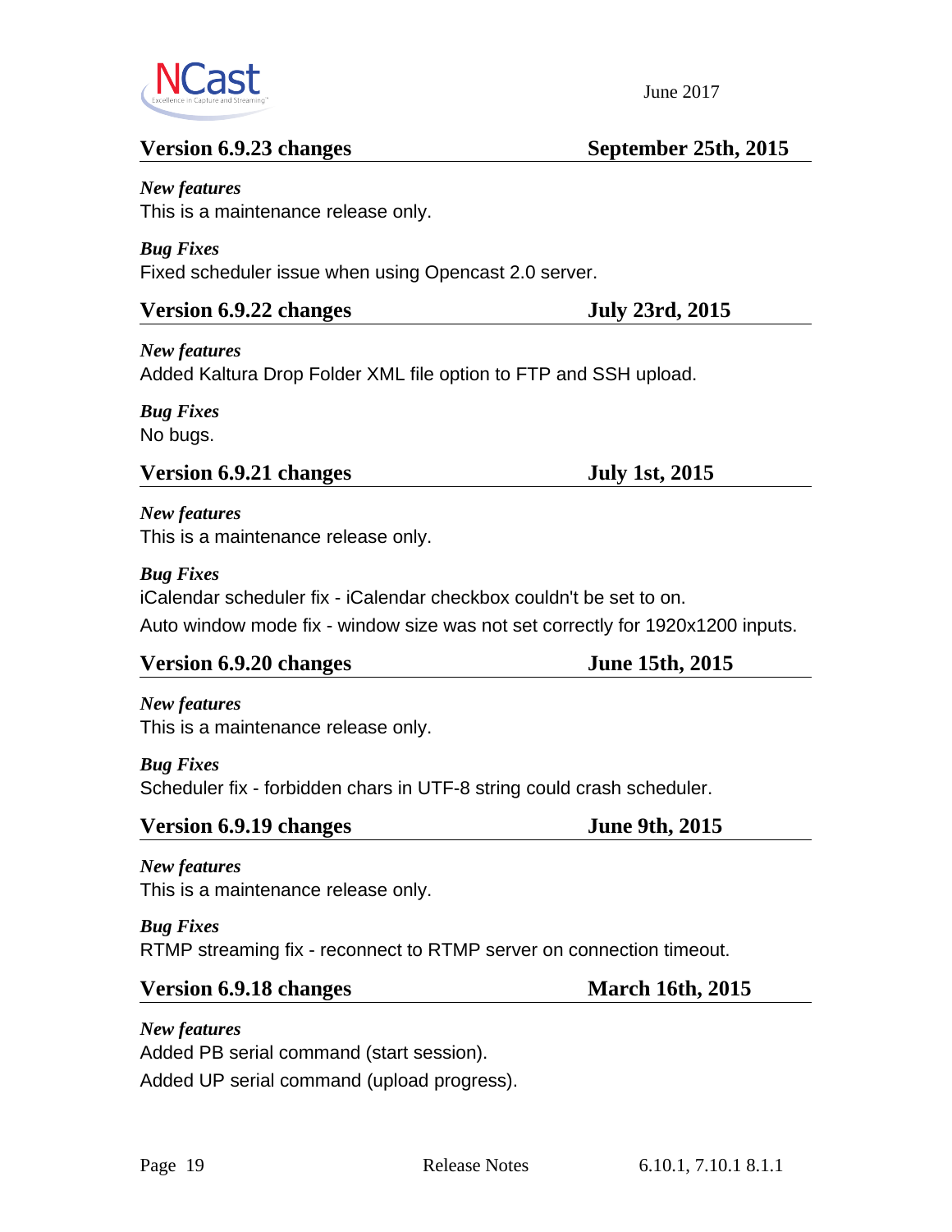## Version 6.9.23 changes — September 25th, 2015

***New features***

This is a maintenance release only.

***Bug Fixes***

Fixed scheduler issue when using Opencast 2.0 server.

## Version 6.9.22 changes — July 23rd, 2015

***New features***

Added Kaltura Drop Folder XML file option to FTP and SSH upload.

***Bug Fixes***

No bugs.

## Version 6.9.21 changes — July 1st, 2015

***New features***

This is a maintenance release only.

***Bug Fixes***

iCalendar scheduler fix - iCalendar checkbox couldn't be set to on.

Auto window mode fix - window size was not set correctly for 1920x1200 inputs.

## Version 6.9.20 changes — June 15th, 2015

***New features***

This is a maintenance release only.

***Bug Fixes***

Scheduler fix - forbidden chars in UTF-8 string could crash scheduler.

## Version 6.9.19 changes — June 9th, 2015

***New features***

This is a maintenance release only.

***Bug Fixes***

RTMP streaming fix - reconnect to RTMP server on connection timeout.

## Version 6.9.18 changes — March 16th, 2015

***New features***

Added PB serial command (start session).

Added UP serial command (upload progress).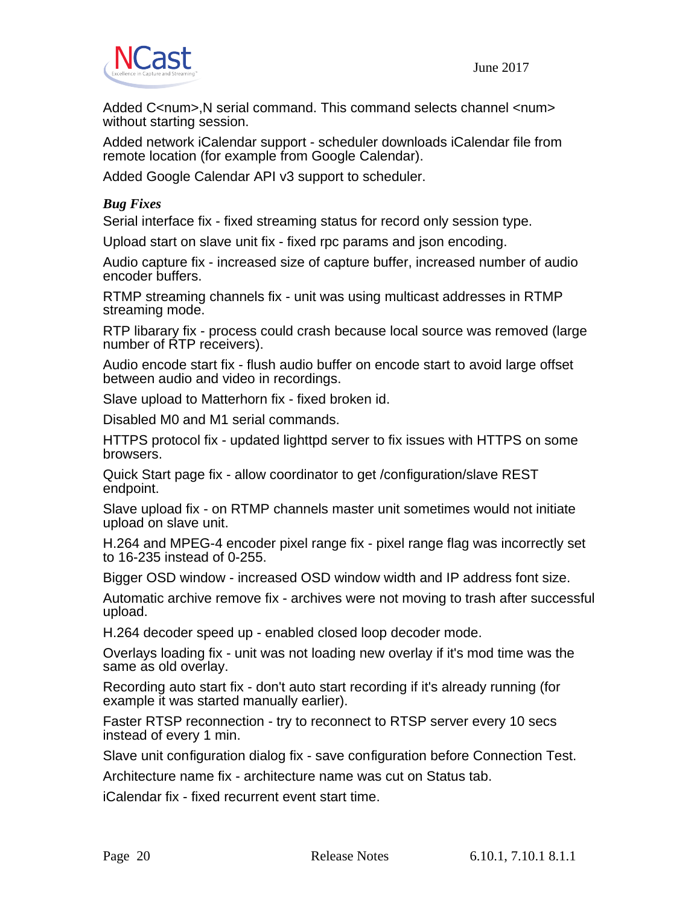Added C<num>,N serial command. This command selects channel <num> without starting session.

Added network iCalendar support - scheduler downloads iCalendar file from remote location (for example from Google Calendar).

Added Google Calendar API v3 support to scheduler.

***Bug Fixes***

Serial interface fix - fixed streaming status for record only session type.

Upload start on slave unit fix - fixed rpc params and json encoding.

Audio capture fix - increased size of capture buffer, increased number of audio encoder buffers.

RTMP streaming channels fix - unit was using multicast addresses in RTMP streaming mode.

RTP libarary fix - process could crash because local source was removed (large number of RTP receivers).

Audio encode start fix - flush audio buffer on encode start to avoid large offset between audio and video in recordings.

Slave upload to Matterhorn fix - fixed broken id.

Disabled M0 and M1 serial commands.

HTTPS protocol fix - updated lighttpd server to fix issues with HTTPS on some browsers.

Quick Start page fix - allow coordinator to get /configuration/slave REST endpoint.

Slave upload fix - on RTMP channels master unit sometimes would not initiate upload on slave unit.

H.264 and MPEG-4 encoder pixel range fix - pixel range flag was incorrectly set to 16-235 instead of 0-255.

Bigger OSD window - increased OSD window width and IP address font size.

Automatic archive remove fix - archives were not moving to trash after successful upload.

H.264 decoder speed up - enabled closed loop decoder mode.

Overlays loading fix - unit was not loading new overlay if it's mod time was the same as old overlay.

Recording auto start fix - don't auto start recording if it's already running (for example it was started manually earlier).

Faster RTSP reconnection - try to reconnect to RTSP server every 10 secs instead of every 1 min.

Slave unit configuration dialog fix - save configuration before Connection Test.

Architecture name fix - architecture name was cut on Status tab.

iCalendar fix - fixed recurrent event start time.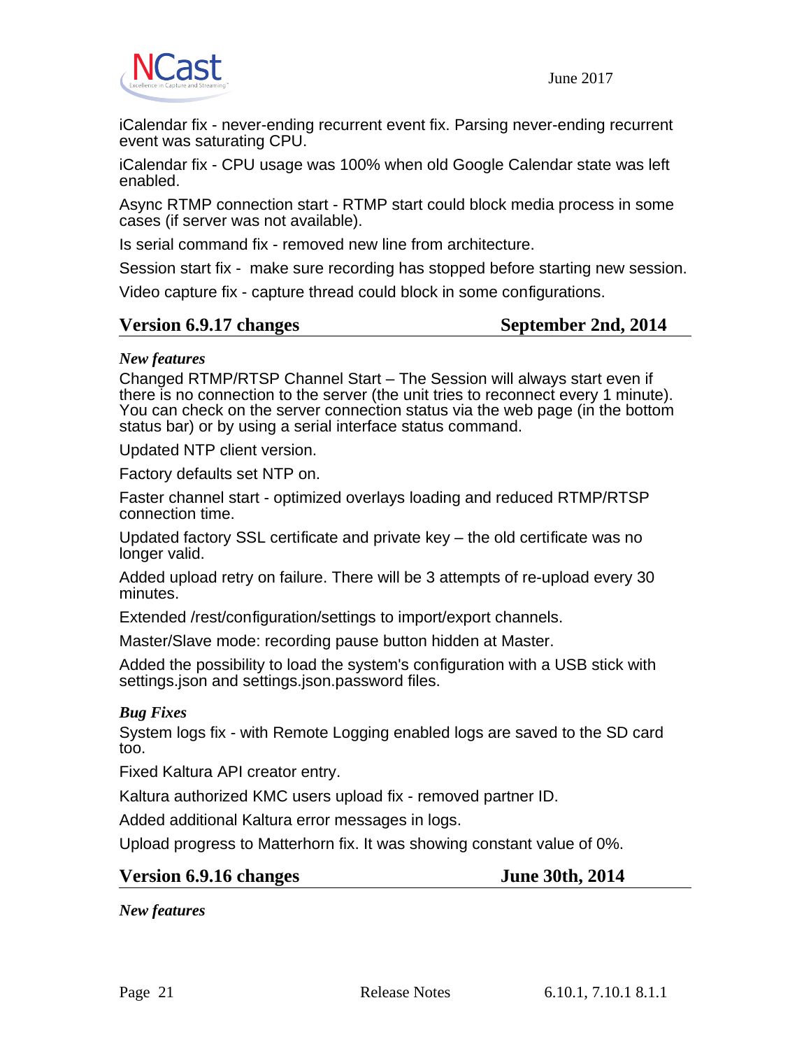iCalendar fix - never-ending recurrent event fix. Parsing never-ending recurrent event was saturating CPU.

iCalendar fix - CPU usage was 100% when old Google Calendar state was left enabled.

Async RTMP connection start - RTMP start could block media process in some cases (if server was not available).

Is serial command fix - removed new line from architecture.

Session start fix - make sure recording has stopped before starting new session.

Video capture fix - capture thread could block in some configurations.

## Version 6.9.17 changes — September 2nd, 2014

### *New features*

Changed RTMP/RTSP Channel Start – The Session will always start even if there is no connection to the server (the unit tries to reconnect every 1 minute). You can check on the server connection status via the web page (in the bottom status bar) or by using a serial interface status command.

Updated NTP client version.

Factory defaults set NTP on.

Faster channel start - optimized overlays loading and reduced RTMP/RTSP connection time.

Updated factory SSL certificate and private key – the old certificate was no longer valid.

Added upload retry on failure. There will be 3 attempts of re-upload every 30 minutes.

Extended /rest/configuration/settings to import/export channels.

Master/Slave mode: recording pause button hidden at Master.

Added the possibility to load the system's configuration with a USB stick with settings.json and settings.json.password files.

### *Bug Fixes*

System logs fix - with Remote Logging enabled logs are saved to the SD card too.

Fixed Kaltura API creator entry.

Kaltura authorized KMC users upload fix - removed partner ID.

Added additional Kaltura error messages in logs.

Upload progress to Matterhorn fix. It was showing constant value of 0%.

## Version 6.9.16 changes — June 30th, 2014

### *New features*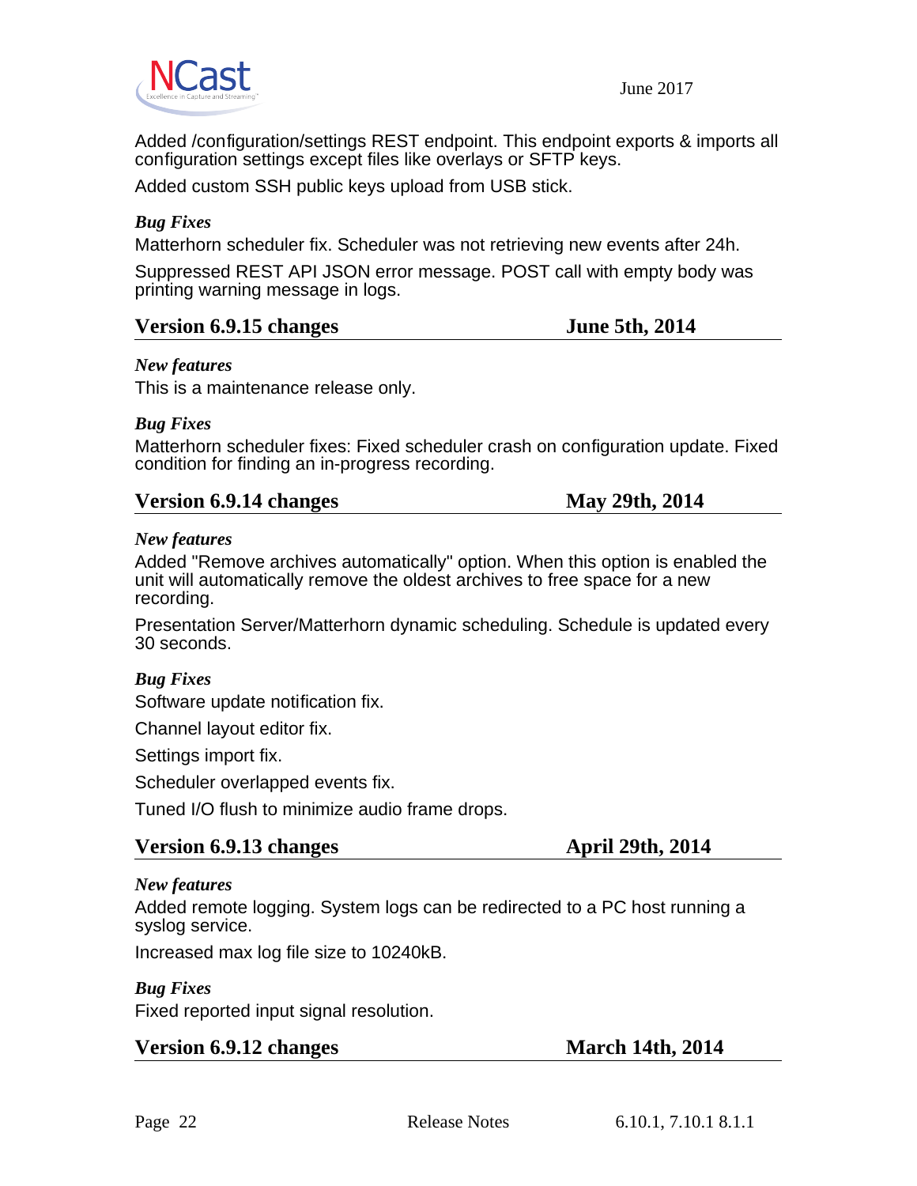Added /configuration/settings REST endpoint. This endpoint exports & imports all configuration settings except files like overlays or SFTP keys.

Added custom SSH public keys upload from USB stick.

***Bug Fixes***

Matterhorn scheduler fix. Scheduler was not retrieving new events after 24h.

Suppressed REST API JSON error message. POST call with empty body was printing warning message in logs.

## Version 6.9.15 changes — June 5th, 2014

***New features***

This is a maintenance release only.

***Bug Fixes***

Matterhorn scheduler fixes: Fixed scheduler crash on configuration update. Fixed condition for finding an in-progress recording.

## Version 6.9.14 changes — May 29th, 2014

***New features***

Added "Remove archives automatically" option. When this option is enabled the unit will automatically remove the oldest archives to free space for a new recording.

Presentation Server/Matterhorn dynamic scheduling. Schedule is updated every 30 seconds.

***Bug Fixes***

Software update notification fix.

Channel layout editor fix.

Settings import fix.

Scheduler overlapped events fix.

Tuned I/O flush to minimize audio frame drops.

## Version 6.9.13 changes — April 29th, 2014

***New features***

Added remote logging. System logs can be redirected to a PC host running a syslog service.

Increased max log file size to 10240kB.

***Bug Fixes***

Fixed reported input signal resolution.

## Version 6.9.12 changes — March 14th, 2014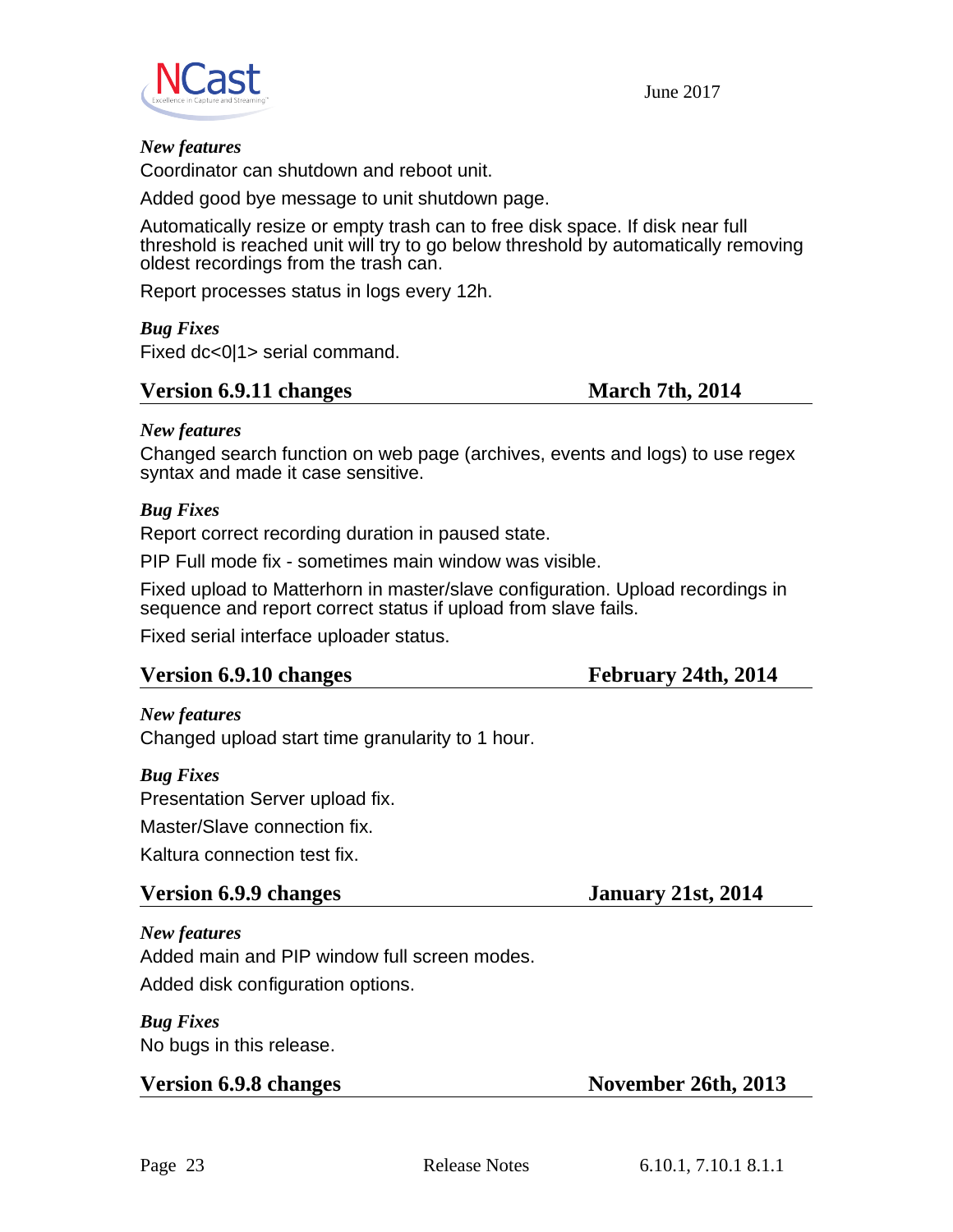*New features*

Coordinator can shutdown and reboot unit.

Added good bye message to unit shutdown page.

Automatically resize or empty trash can to free disk space. If disk near full threshold is reached unit will try to go below threshold by automatically removing oldest recordings from the trash can.

Report processes status in logs every 12h.

*Bug Fixes*

Fixed dc<0|1> serial command.

## Version 6.9.11 changes — March 7th, 2014

*New features*

Changed search function on web page (archives, events and logs) to use regex syntax and made it case sensitive.

*Bug Fixes*

Report correct recording duration in paused state.

PIP Full mode fix - sometimes main window was visible.

Fixed upload to Matterhorn in master/slave configuration. Upload recordings in sequence and report correct status if upload from slave fails.

Fixed serial interface uploader status.

## Version 6.9.10 changes — February 24th, 2014

*New features*

Changed upload start time granularity to 1 hour.

*Bug Fixes*

Presentation Server upload fix.

Master/Slave connection fix.

Kaltura connection test fix.

## Version 6.9.9 changes — January 21st, 2014

*New features*

Added main and PIP window full screen modes.

Added disk configuration options.

*Bug Fixes*

No bugs in this release.

## Version 6.9.8 changes — November 26th, 2013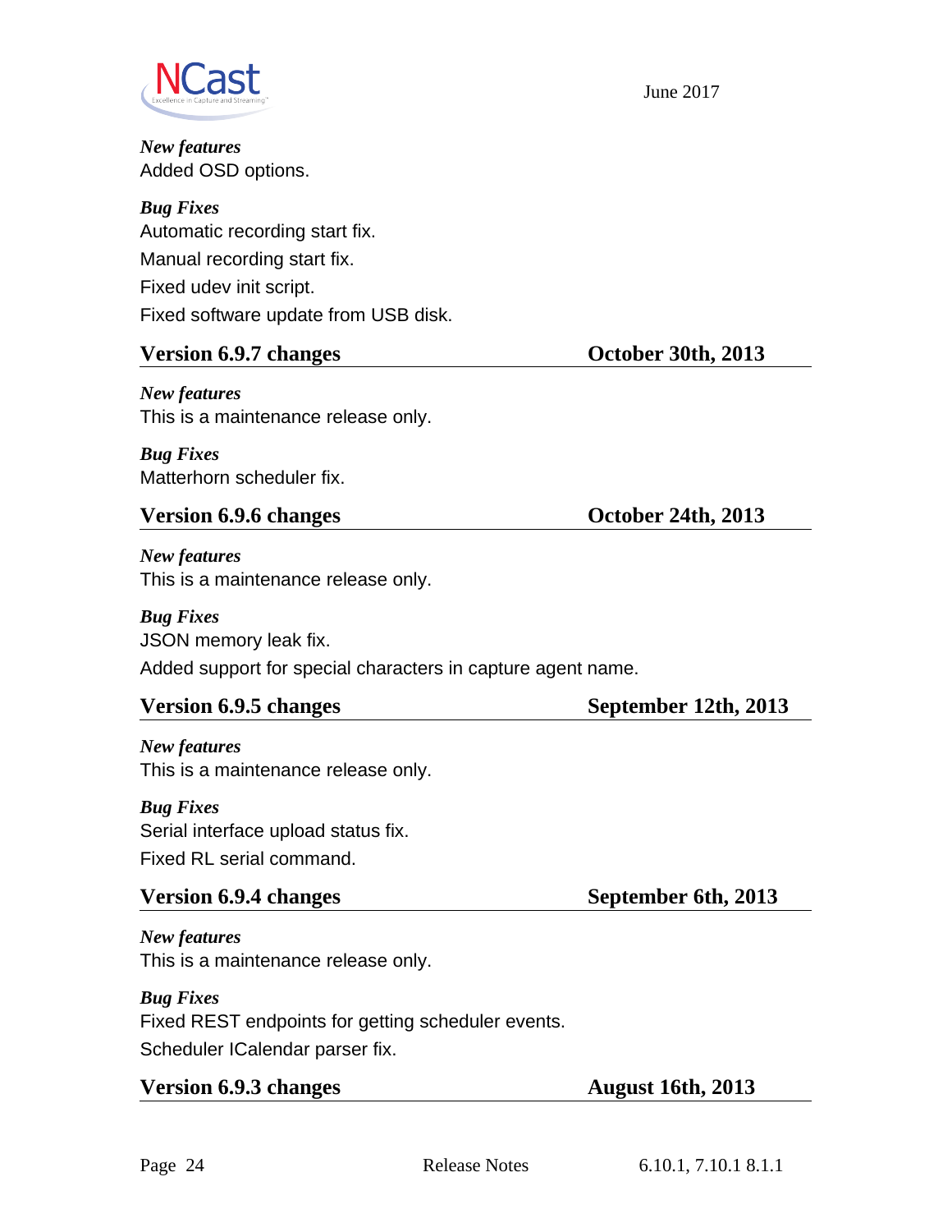***New features***

Added OSD options.

***Bug Fixes***

Automatic recording start fix.

Manual recording start fix.

Fixed udev init script.

Fixed software update from USB disk.

## Version 6.9.7 changes — October 30th, 2013

***New features***

This is a maintenance release only.

***Bug Fixes***

Matterhorn scheduler fix.

## Version 6.9.6 changes — October 24th, 2013

***New features***

This is a maintenance release only.

***Bug Fixes***

JSON memory leak fix.

Added support for special characters in capture agent name.

## Version 6.9.5 changes — September 12th, 2013

***New features***

This is a maintenance release only.

***Bug Fixes***

Serial interface upload status fix.

Fixed RL serial command.

## Version 6.9.4 changes — September 6th, 2013

***New features***

This is a maintenance release only.

***Bug Fixes***

Fixed REST endpoints for getting scheduler events.

Scheduler ICalendar parser fix.

## Version 6.9.3 changes — August 16th, 2013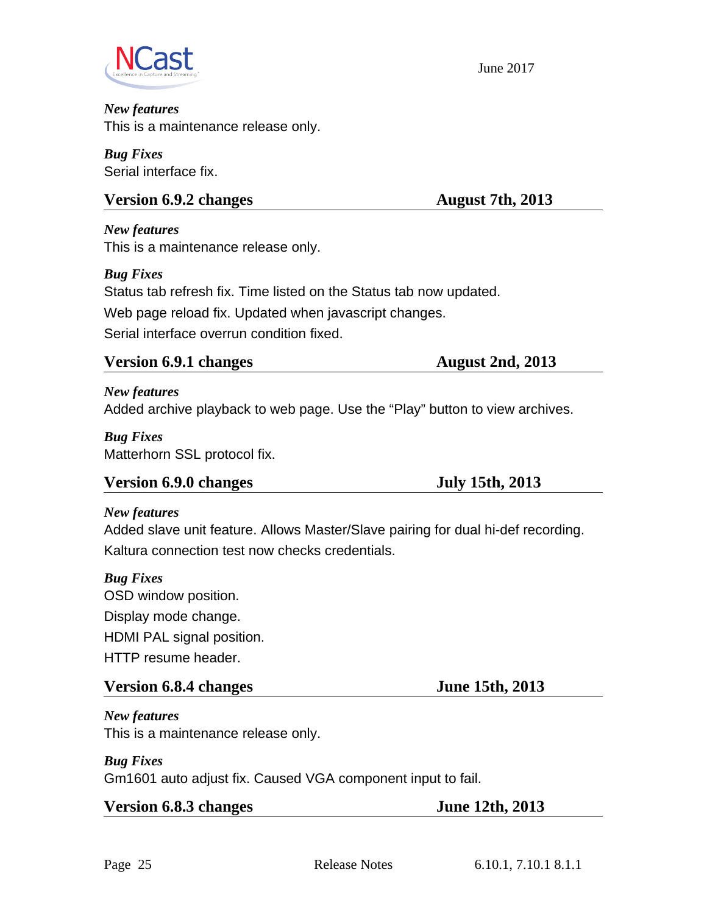*New features*

This is a maintenance release only.

*Bug Fixes*

Serial interface fix.

## Version 6.9.2 changes — August 7th, 2013

*New features*

This is a maintenance release only.

*Bug Fixes*

Status tab refresh fix. Time listed on the Status tab now updated.

Web page reload fix. Updated when javascript changes.

Serial interface overrun condition fixed.

## Version 6.9.1 changes — August 2nd, 2013

*New features*

Added archive playback to web page. Use the “Play” button to view archives.

*Bug Fixes*

Matterhorn SSL protocol fix.

## Version 6.9.0 changes — July 15th, 2013

*New features*

Added slave unit feature. Allows Master/Slave pairing for dual hi-def recording.

Kaltura connection test now checks credentials.

*Bug Fixes*

OSD window position.

Display mode change.

HDMI PAL signal position.

HTTP resume header.

## Version 6.8.4 changes — June 15th, 2013

*New features*

This is a maintenance release only.

*Bug Fixes*

Gm1601 auto adjust fix. Caused VGA component input to fail.

## Version 6.8.3 changes — June 12th, 2013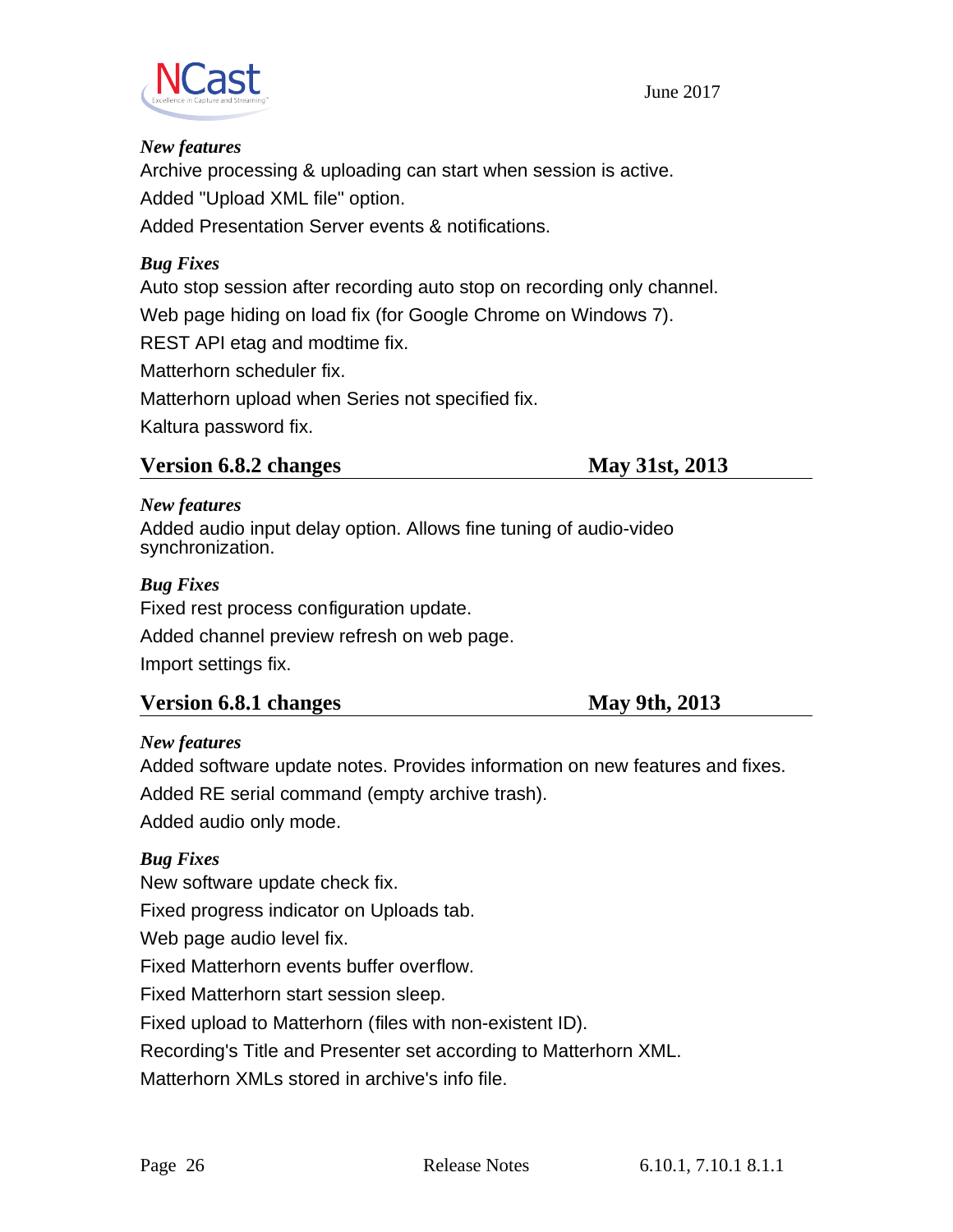*New features*

Archive processing & uploading can start when session is active.

Added "Upload XML file" option.

Added Presentation Server events & notifications.

*Bug Fixes*

Auto stop session after recording auto stop on recording only channel.

Web page hiding on load fix (for Google Chrome on Windows 7).

REST API etag and modtime fix.

Matterhorn scheduler fix.

Matterhorn upload when Series not specified fix.

Kaltura password fix.

## Version 6.8.2 changes — May 31st, 2013

*New features*

Added audio input delay option. Allows fine tuning of audio-video synchronization.

*Bug Fixes*

Fixed rest process configuration update.

Added channel preview refresh on web page.

Import settings fix.

## Version 6.8.1 changes — May 9th, 2013

*New features*

Added software update notes. Provides information on new features and fixes.

Added RE serial command (empty archive trash).

Added audio only mode.

*Bug Fixes*

New software update check fix.

Fixed progress indicator on Uploads tab.

Web page audio level fix.

Fixed Matterhorn events buffer overflow.

Fixed Matterhorn start session sleep.

Fixed upload to Matterhorn (files with non-existent ID).

Recording's Title and Presenter set according to Matterhorn XML.

Matterhorn XMLs stored in archive's info file.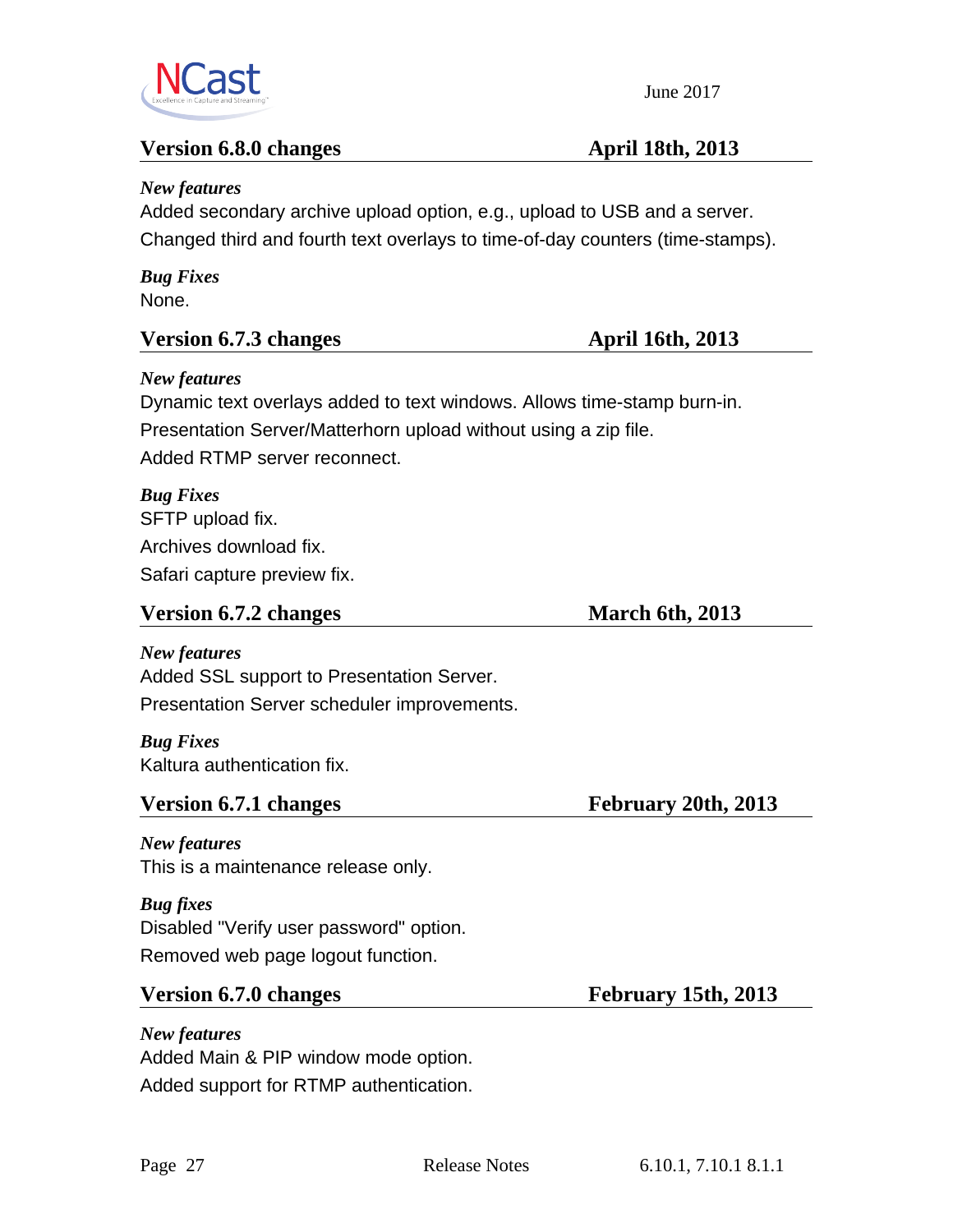## Version 6.8.0 changes — April 18th, 2013

*New features*

Added secondary archive upload option, e.g., upload to USB and a server.

Changed third and fourth text overlays to time-of-day counters (time-stamps).

*Bug Fixes*

None.

## Version 6.7.3 changes — April 16th, 2013

*New features*

Dynamic text overlays added to text windows. Allows time-stamp burn-in.

Presentation Server/Matterhorn upload without using a zip file.

Added RTMP server reconnect.

*Bug Fixes*

SFTP upload fix.

Archives download fix.

Safari capture preview fix.

## Version 6.7.2 changes — March 6th, 2013

*New features*

Added SSL support to Presentation Server.

Presentation Server scheduler improvements.

*Bug Fixes*

Kaltura authentication fix.

## Version 6.7.1 changes — February 20th, 2013

*New features*

This is a maintenance release only.

*Bug fixes*

Disabled "Verify user password" option.

Removed web page logout function.

## Version 6.7.0 changes — February 15th, 2013

*New features*

Added Main & PIP window mode option.

Added support for RTMP authentication.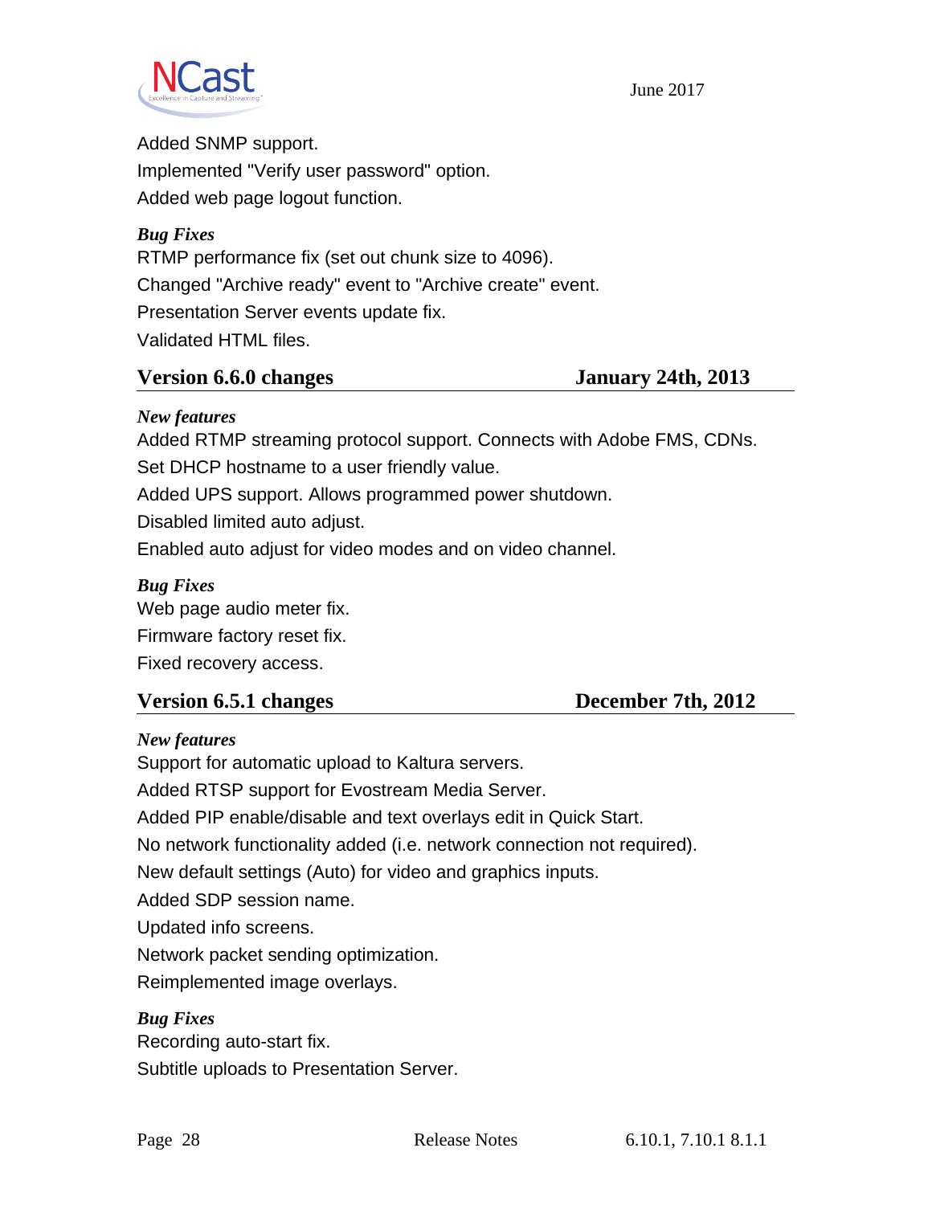Added SNMP support.

Implemented "Verify user password" option.

Added web page logout function.

***Bug Fixes***

RTMP performance fix (set out chunk size to 4096).

Changed "Archive ready" event to "Archive create" event.

Presentation Server events update fix.

Validated HTML files.

## Version 6.6.0 changes — January 24th, 2013

***New features***

Added RTMP streaming protocol support. Connects with Adobe FMS, CDNs.

Set DHCP hostname to a user friendly value.

Added UPS support. Allows programmed power shutdown.

Disabled limited auto adjust.

Enabled auto adjust for video modes and on video channel.

***Bug Fixes***

Web page audio meter fix.

Firmware factory reset fix.

Fixed recovery access.

## Version 6.5.1 changes — December 7th, 2012

***New features***

Support for automatic upload to Kaltura servers.

Added RTSP support for Evostream Media Server.

Added PIP enable/disable and text overlays edit in Quick Start.

No network functionality added (i.e. network connection not required).

New default settings (Auto) for video and graphics inputs.

Added SDP session name.

Updated info screens.

Network packet sending optimization.

Reimplemented image overlays.

***Bug Fixes***

Recording auto-start fix.

Subtitle uploads to Presentation Server.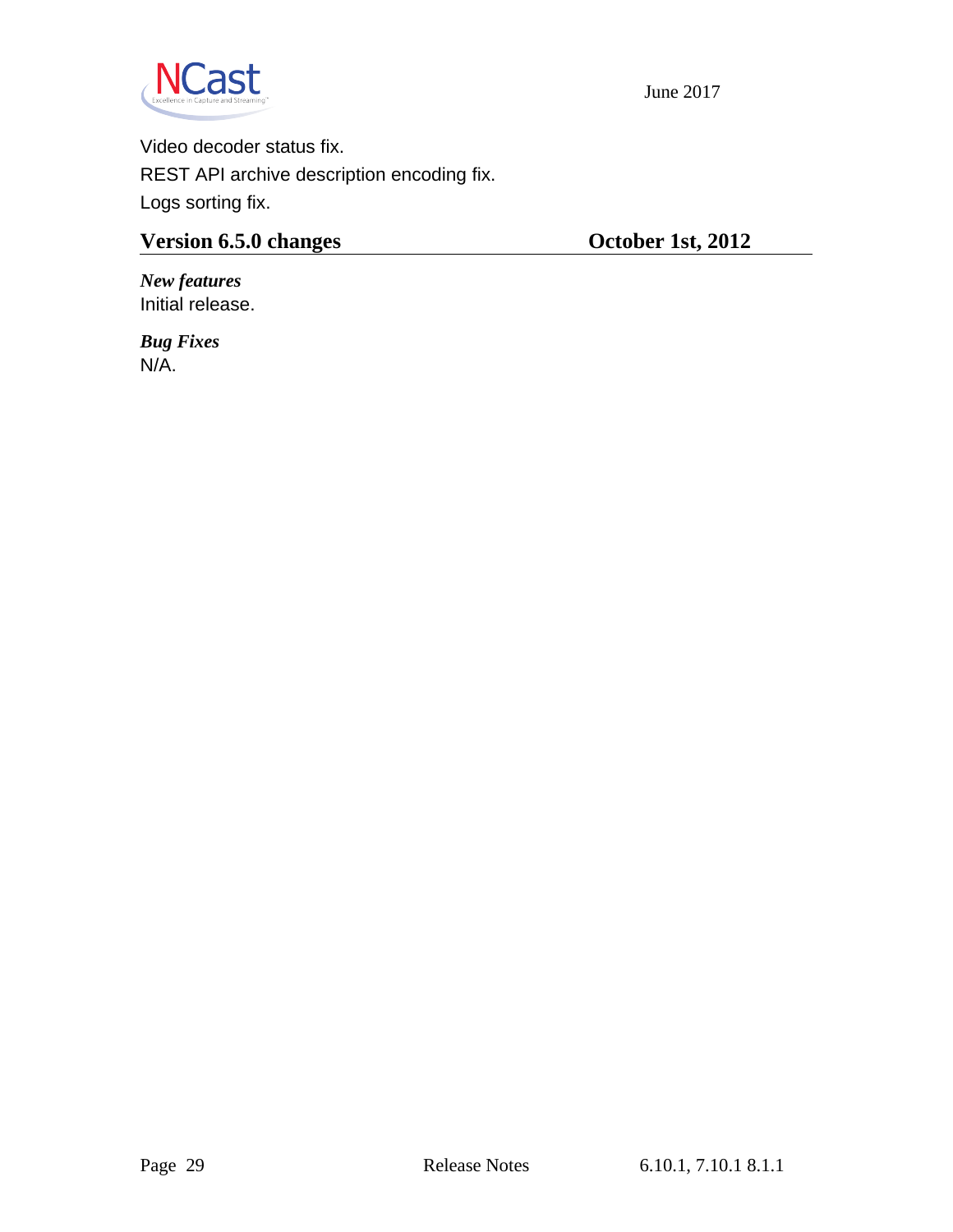Video decoder status fix.

REST API archive description encoding fix.

Logs sorting fix.

## Version 6.5.0 changes — October 1st, 2012

***New features***

Initial release.

***Bug Fixes***

N/A.